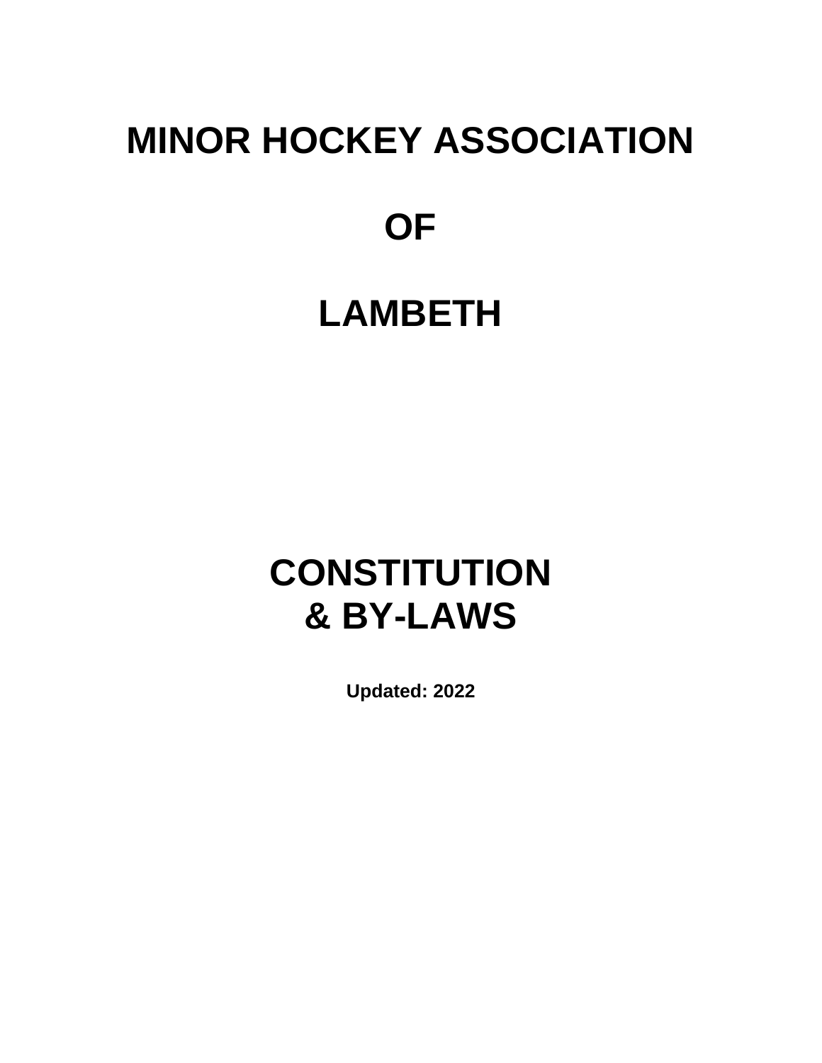# MINOR HOCKEY ASSOCIATION

# OF

# LAMBETH

# CONSTITUTION
# & BY-LAWS

**Updated: 2022**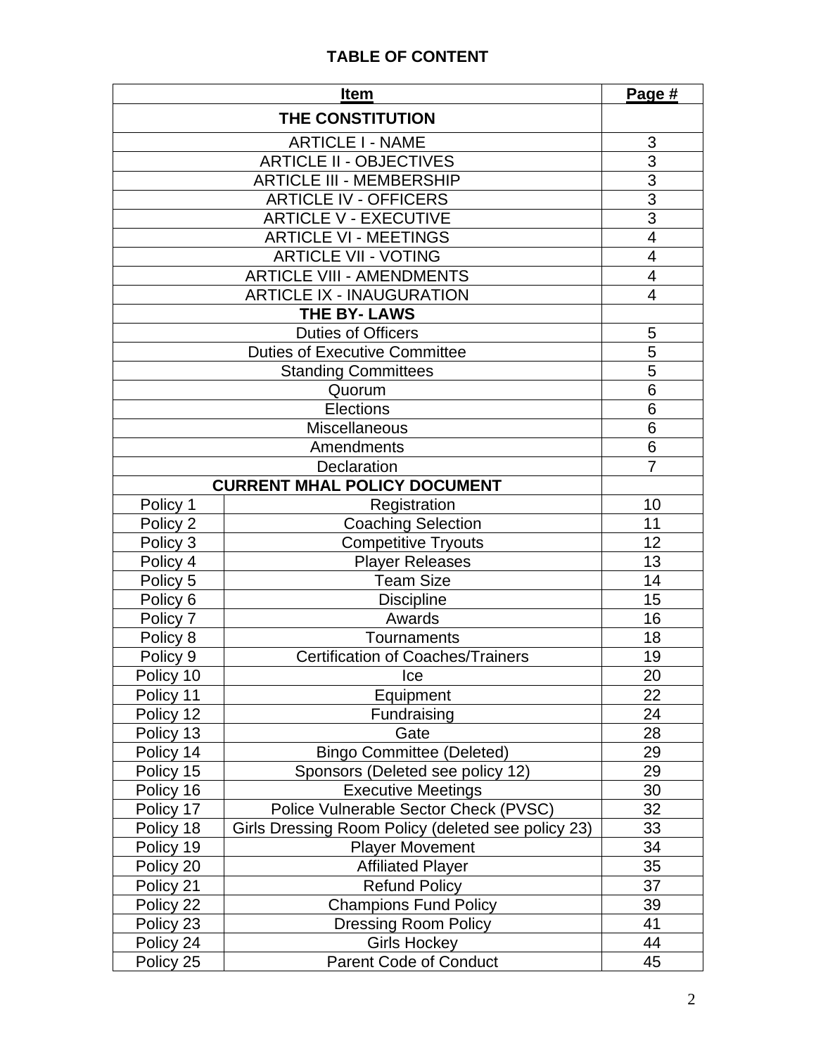# TABLE OF CONTENT

| Item | | Page # |
|---|---|---|
| **THE CONSTITUTION** | | |
| ARTICLE I - NAME | | 3 |
| ARTICLE II - OBJECTIVES | | 3 |
| ARTICLE III - MEMBERSHIP | | 3 |
| ARTICLE IV - OFFICERS | | 3 |
| ARTICLE V - EXECUTIVE | | 3 |
| ARTICLE VI - MEETINGS | | 4 |
| ARTICLE VII - VOTING | | 4 |
| ARTICLE VIII - AMENDMENTS | | 4 |
| ARTICLE IX - INAUGURATION | | 4 |
| **THE BY- LAWS** | | |
| Duties of Officers | | 5 |
| Duties of Executive Committee | | 5 |
| Standing Committees | | 5 |
| Quorum | | 6 |
| Elections | | 6 |
| Miscellaneous | | 6 |
| Amendments | | 6 |
| Declaration | | 7 |
| **CURRENT MHAL POLICY DOCUMENT** | | |
| Policy 1 | Registration | 10 |
| Policy 2 | Coaching Selection | 11 |
| Policy 3 | Competitive Tryouts | 12 |
| Policy 4 | Player Releases | 13 |
| Policy 5 | Team Size | 14 |
| Policy 6 | Discipline | 15 |
| Policy 7 | Awards | 16 |
| Policy 8 | Tournaments | 18 |
| Policy 9 | Certification of Coaches/Trainers | 19 |
| Policy 10 | Ice | 20 |
| Policy 11 | Equipment | 22 |
| Policy 12 | Fundraising | 24 |
| Policy 13 | Gate | 28 |
| Policy 14 | Bingo Committee (Deleted) | 29 |
| Policy 15 | Sponsors (Deleted see policy 12) | 29 |
| Policy 16 | Executive Meetings | 30 |
| Policy 17 | Police Vulnerable Sector Check (PVSC) | 32 |
| Policy 18 | Girls Dressing Room Policy (deleted see policy 23) | 33 |
| Policy 19 | Player Movement | 34 |
| Policy 20 | Affiliated Player | 35 |
| Policy 21 | Refund Policy | 37 |
| Policy 22 | Champions Fund Policy | 39 |
| Policy 23 | Dressing Room Policy | 41 |
| Policy 24 | Girls Hockey | 44 |
| Policy 25 | Parent Code of Conduct | 45 |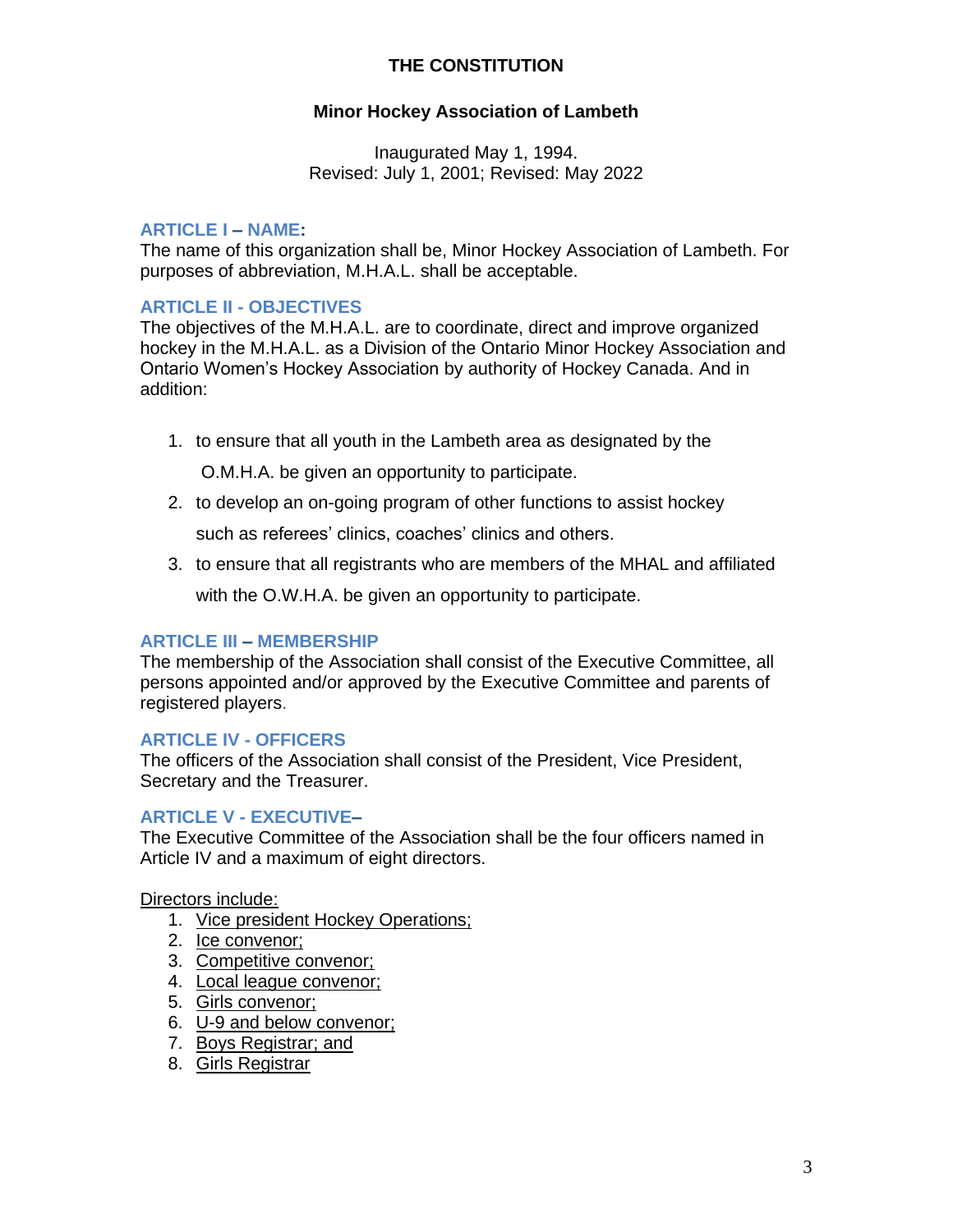# THE CONSTITUTION

## Minor Hockey Association of Lambeth

Inaugurated May 1, 1994.
Revised: July 1, 2001; Revised: May 2022

### ARTICLE I – NAME:

The name of this organization shall be, Minor Hockey Association of Lambeth. For purposes of abbreviation, M.H.A.L. shall be acceptable.

### ARTICLE II - OBJECTIVES

The objectives of the M.H.A.L. are to coordinate, direct and improve organized hockey in the M.H.A.L. as a Division of the Ontario Minor Hockey Association and Ontario Women's Hockey Association by authority of Hockey Canada. And in addition:

1. to ensure that all youth in the Lambeth area as designated by the O.M.H.A. be given an opportunity to participate.
2. to develop an on-going program of other functions to assist hockey such as referees' clinics, coaches' clinics and others.
3. to ensure that all registrants who are members of the MHAL and affiliated with the O.W.H.A. be given an opportunity to participate.

### ARTICLE III – MEMBERSHIP

The membership of the Association shall consist of the Executive Committee, all persons appointed and/or approved by the Executive Committee and parents of registered players.

### ARTICLE IV - OFFICERS

The officers of the Association shall consist of the President, Vice President, Secretary and the Treasurer.

### ARTICLE V - EXECUTIVE–

The Executive Committee of the Association shall be the four officers named in Article IV and a maximum of eight directors.

<u>Directors include:</u>

1. <u>Vice president Hockey Operations;</u>
2. <u>Ice convenor;</u>
3. <u>Competitive convenor;</u>
4. <u>Local league convenor;</u>
5. <u>Girls convenor;</u>
6. <u>U-9 and below convenor;</u>
7. <u>Boys Registrar; and</u>
8. <u>Girls Registrar</u>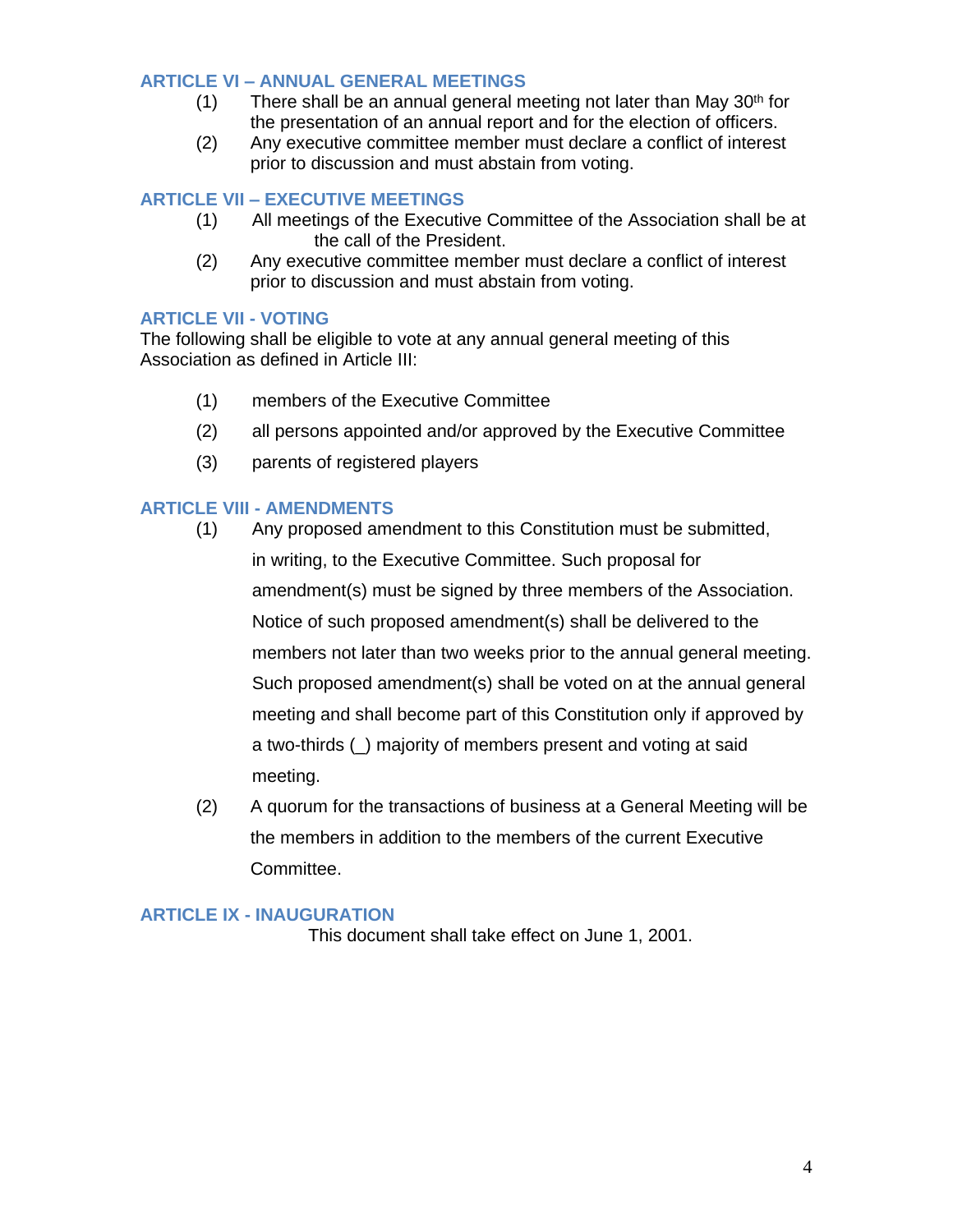## ARTICLE VI – ANNUAL GENERAL MEETINGS

(1) There shall be an annual general meeting not later than May 30th for the presentation of an annual report and for the election of officers.

(2) Any executive committee member must declare a conflict of interest prior to discussion and must abstain from voting.

## ARTICLE VII – EXECUTIVE MEETINGS

(1) All meetings of the Executive Committee of the Association shall be at the call of the President.

(2) Any executive committee member must declare a conflict of interest prior to discussion and must abstain from voting.

## ARTICLE VII - VOTING

The following shall be eligible to vote at any annual general meeting of this Association as defined in Article III:

(1) members of the Executive Committee

(2) all persons appointed and/or approved by the Executive Committee

(3) parents of registered players

## ARTICLE VIII - AMENDMENTS

(1) Any proposed amendment to this Constitution must be submitted, in writing, to the Executive Committee. Such proposal for amendment(s) must be signed by three members of the Association. Notice of such proposed amendment(s) shall be delivered to the members not later than two weeks prior to the annual general meeting. Such proposed amendment(s) shall be voted on at the annual general meeting and shall become part of this Constitution only if approved by a two-thirds (_) majority of members present and voting at said meeting.

(2) A quorum for the transactions of business at a General Meeting will be the members in addition to the members of the current Executive Committee.

## ARTICLE IX - INAUGURATION

This document shall take effect on June 1, 2001.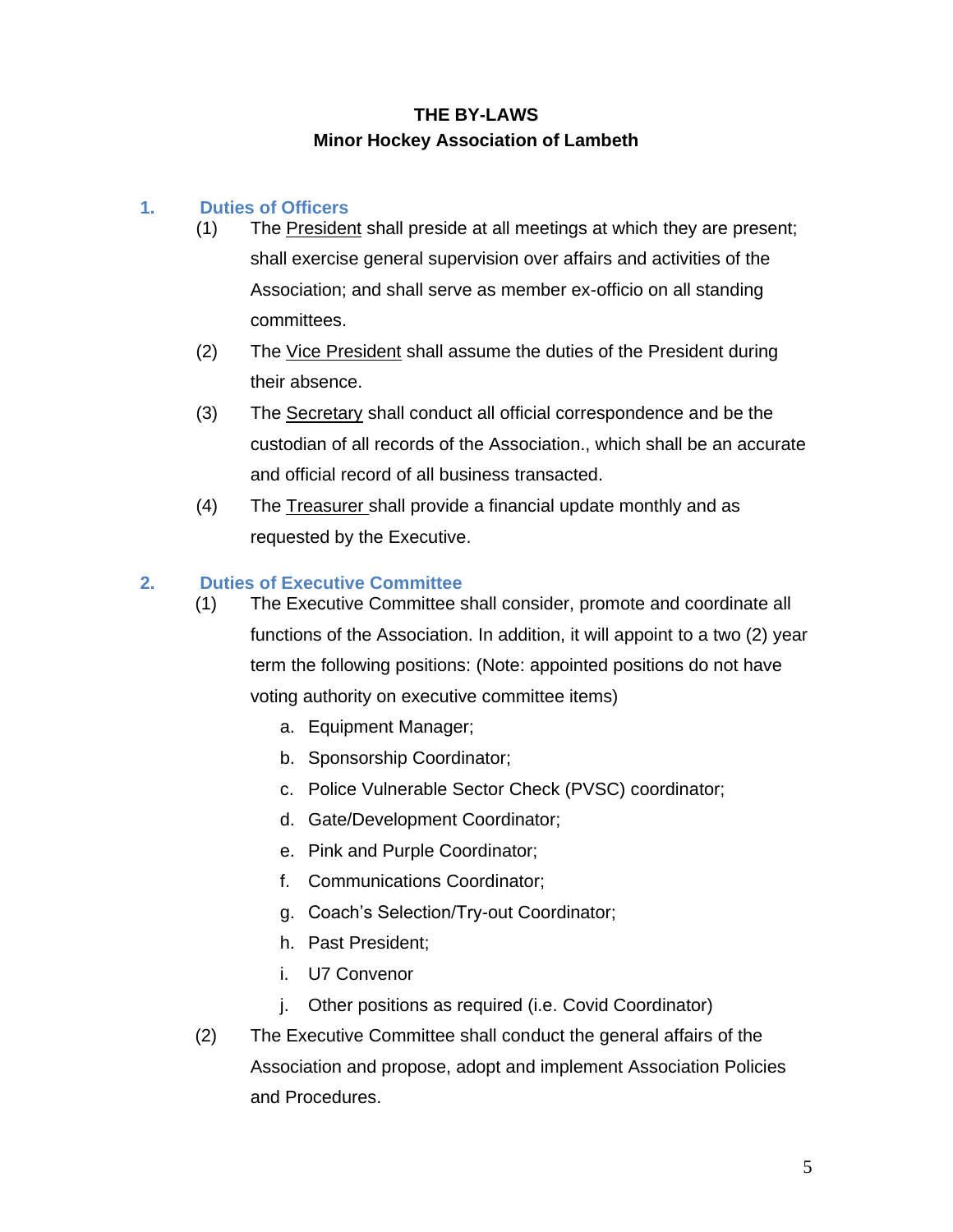**THE BY-LAWS**
**Minor Hockey Association of Lambeth**

## 1. Duties of Officers

(1) The President shall preside at all meetings at which they are present; shall exercise general supervision over affairs and activities of the Association; and shall serve as member ex-officio on all standing committees.

(2) The Vice President shall assume the duties of the President during their absence.

(3) The Secretary shall conduct all official correspondence and be the custodian of all records of the Association., which shall be an accurate and official record of all business transacted.

(4) The Treasurer shall provide a financial update monthly and as requested by the Executive.

## 2. Duties of Executive Committee

(1) The Executive Committee shall consider, promote and coordinate all functions of the Association. In addition, it will appoint to a two (2) year term the following positions: (Note: appointed positions do not have voting authority on executive committee items)

a. Equipment Manager;
b. Sponsorship Coordinator;
c. Police Vulnerable Sector Check (PVSC) coordinator;
d. Gate/Development Coordinator;
e. Pink and Purple Coordinator;
f. Communications Coordinator;
g. Coach's Selection/Try-out Coordinator;
h. Past President;
i. U7 Convenor
j. Other positions as required (i.e. Covid Coordinator)

(2) The Executive Committee shall conduct the general affairs of the Association and propose, adopt and implement Association Policies and Procedures.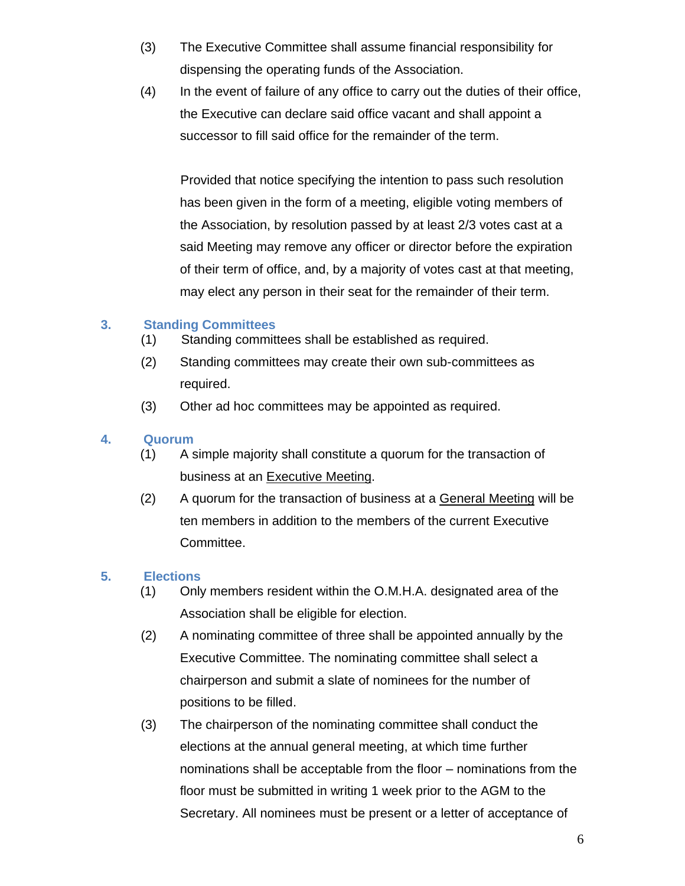(3) The Executive Committee shall assume financial responsibility for dispensing the operating funds of the Association.

(4) In the event of failure of any office to carry out the duties of their office, the Executive can declare said office vacant and shall appoint a successor to fill said office for the remainder of the term.

Provided that notice specifying the intention to pass such resolution has been given in the form of a meeting, eligible voting members of the Association, by resolution passed by at least 2/3 votes cast at a said Meeting may remove any officer or director before the expiration of their term of office, and, by a majority of votes cast at that meeting, may elect any person in their seat for the remainder of their term.

## 3. Standing Committees

(1) Standing committees shall be established as required.

(2) Standing committees may create their own sub-committees as required.

(3) Other ad hoc committees may be appointed as required.

## 4. Quorum

(1) A simple majority shall constitute a quorum for the transaction of business at an <u>Executive Meeting</u>.

(2) A quorum for the transaction of business at a <u>General Meeting</u> will be ten members in addition to the members of the current Executive Committee.

## 5. Elections

(1) Only members resident within the O.M.H.A. designated area of the Association shall be eligible for election.

(2) A nominating committee of three shall be appointed annually by the Executive Committee. The nominating committee shall select a chairperson and submit a slate of nominees for the number of positions to be filled.

(3) The chairperson of the nominating committee shall conduct the elections at the annual general meeting, at which time further nominations shall be acceptable from the floor – nominations from the floor must be submitted in writing 1 week prior to the AGM to the Secretary. All nominees must be present or a letter of acceptance of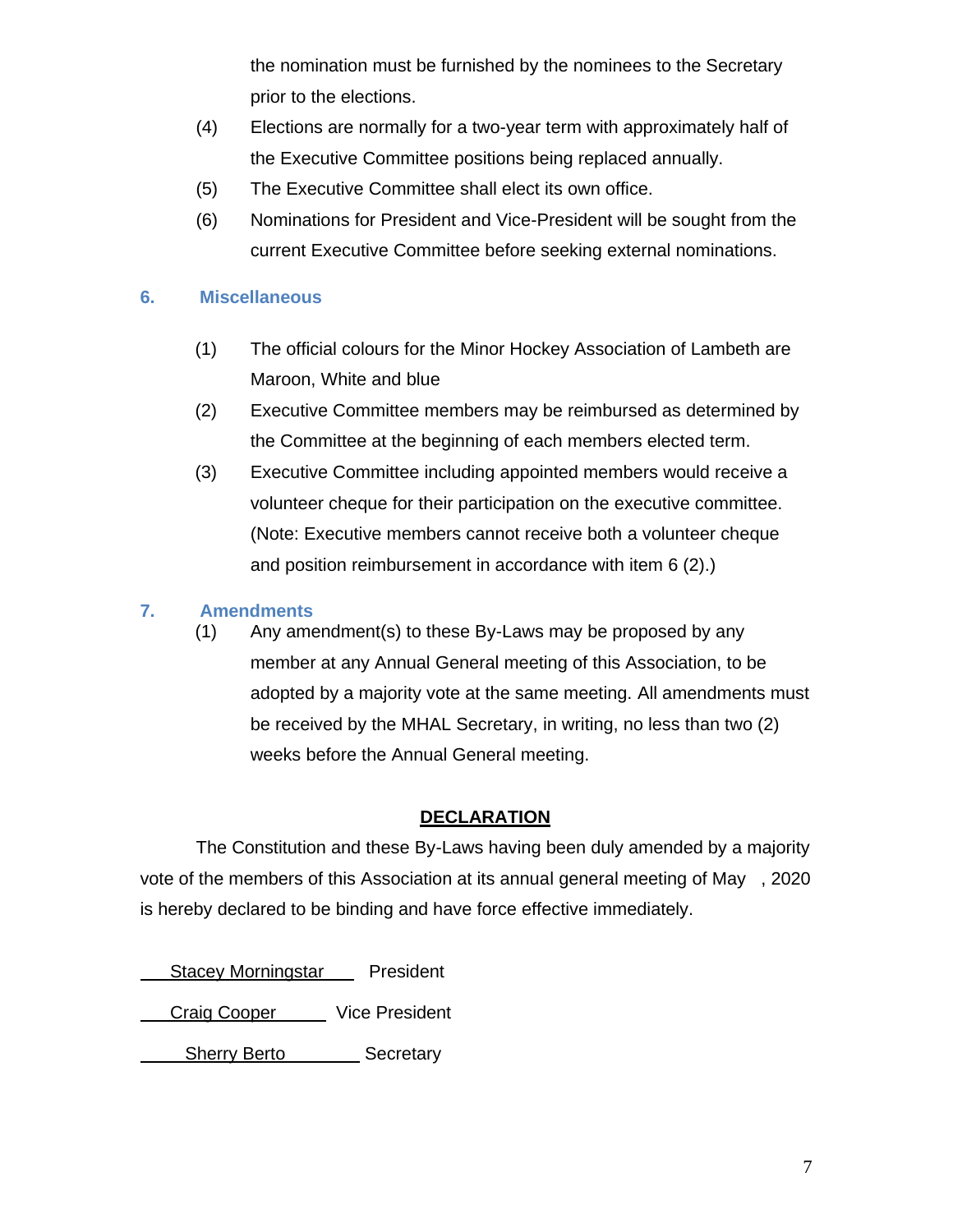the nomination must be furnished by the nominees to the Secretary prior to the elections.

(4) Elections are normally for a two-year term with approximately half of the Executive Committee positions being replaced annually.

(5) The Executive Committee shall elect its own office.

(6) Nominations for President and Vice-President will be sought from the current Executive Committee before seeking external nominations.

## 6. Miscellaneous

(1) The official colours for the Minor Hockey Association of Lambeth are Maroon, White and blue

(2) Executive Committee members may be reimbursed as determined by the Committee at the beginning of each members elected term.

(3) Executive Committee including appointed members would receive a volunteer cheque for their participation on the executive committee. (Note: Executive members cannot receive both a volunteer cheque and position reimbursement in accordance with item 6 (2).)

## 7. Amendments

(1) Any amendment(s) to these By-Laws may be proposed by any member at any Annual General meeting of this Association, to be adopted by a majority vote at the same meeting. All amendments must be received by the MHAL Secretary, in writing, no less than two (2) weeks before the Annual General meeting.

**DECLARATION**

The Constitution and these By-Laws having been duly amended by a majority vote of the members of this Association at its annual general meeting of May , 2020 is hereby declared to be binding and have force effective immediately.

Stacey Morningstar President

Craig Cooper Vice President

Sherry Berto Secretary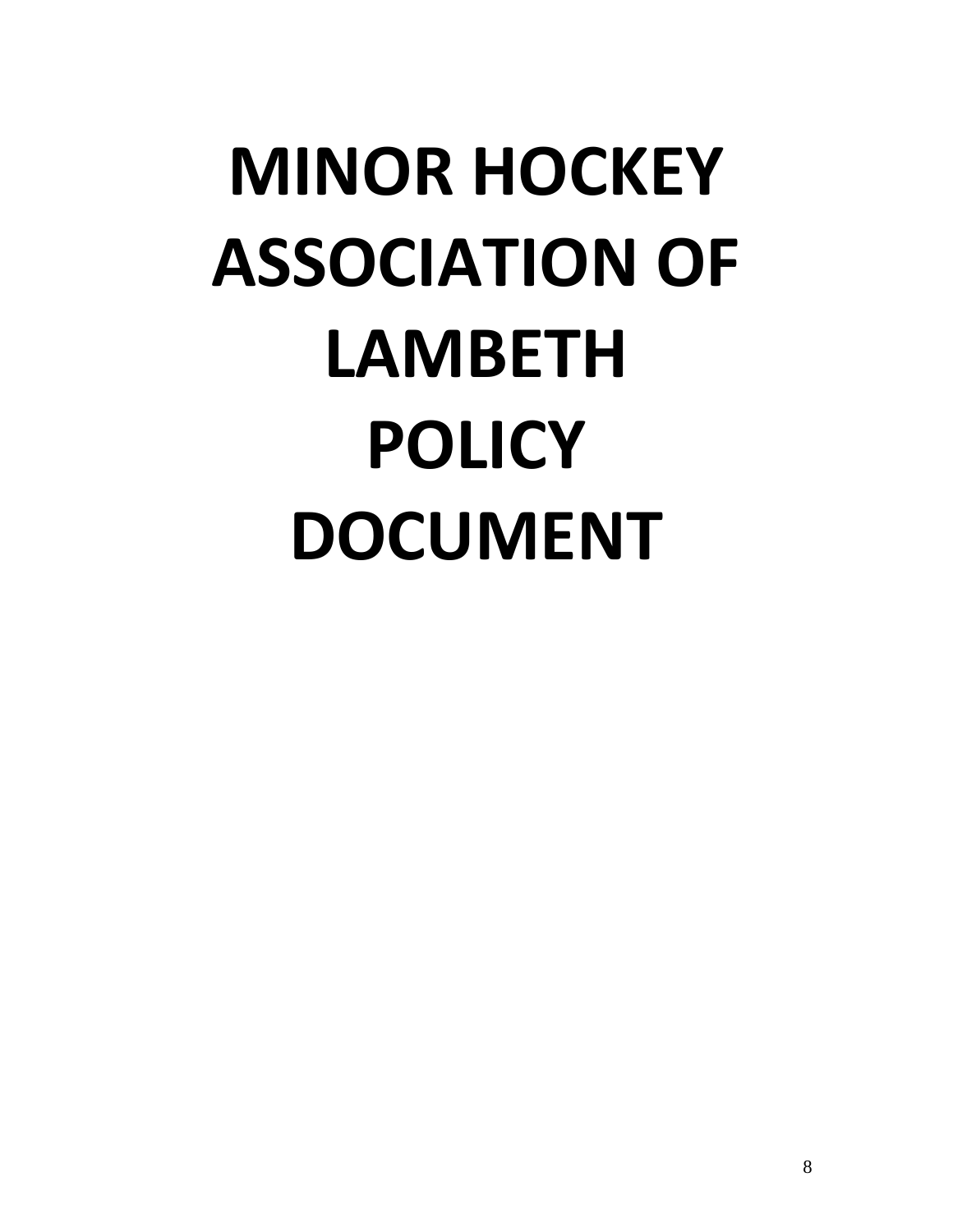# MINOR HOCKEY ASSOCIATION OF LAMBETH POLICY DOCUMENT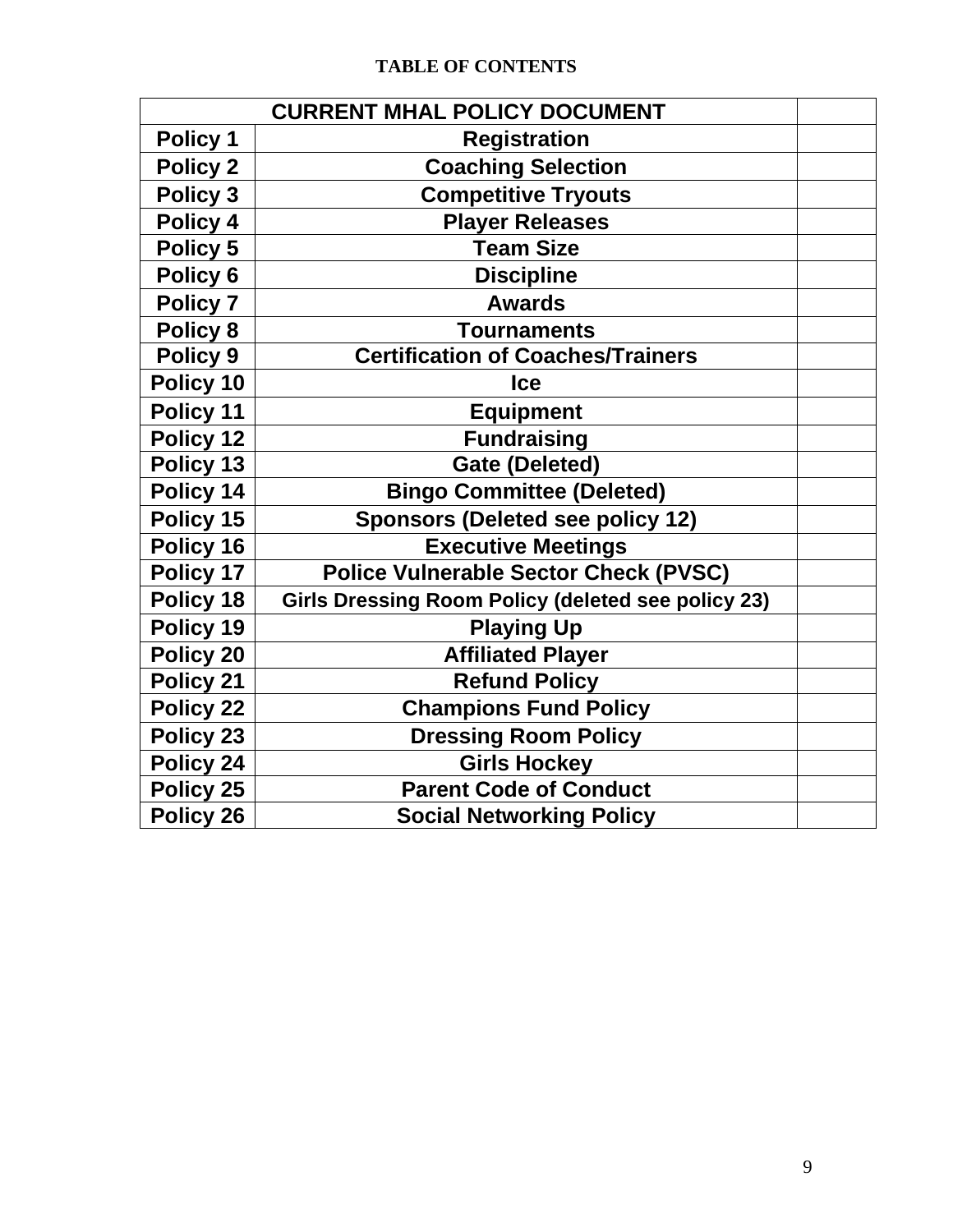**TABLE OF CONTENTS**

| CURRENT MHAL POLICY DOCUMENT | | |
|---|---|---|
| Policy 1 | Registration | |
| Policy 2 | Coaching Selection | |
| Policy 3 | Competitive Tryouts | |
| Policy 4 | Player Releases | |
| Policy 5 | Team Size | |
| Policy 6 | Discipline | |
| Policy 7 | Awards | |
| Policy 8 | Tournaments | |
| Policy 9 | Certification of Coaches/Trainers | |
| Policy 10 | Ice | |
| Policy 11 | Equipment | |
| Policy 12 | Fundraising | |
| Policy 13 | Gate (Deleted) | |
| Policy 14 | Bingo Committee (Deleted) | |
| Policy 15 | Sponsors (Deleted see policy 12) | |
| Policy 16 | Executive Meetings | |
| Policy 17 | Police Vulnerable Sector Check (PVSC) | |
| Policy 18 | Girls Dressing Room Policy (deleted see policy 23) | |
| Policy 19 | Playing Up | |
| Policy 20 | Affiliated Player | |
| Policy 21 | Refund Policy | |
| Policy 22 | Champions Fund Policy | |
| Policy 23 | Dressing Room Policy | |
| Policy 24 | Girls Hockey | |
| Policy 25 | Parent Code of Conduct | |
| Policy 26 | Social Networking Policy | |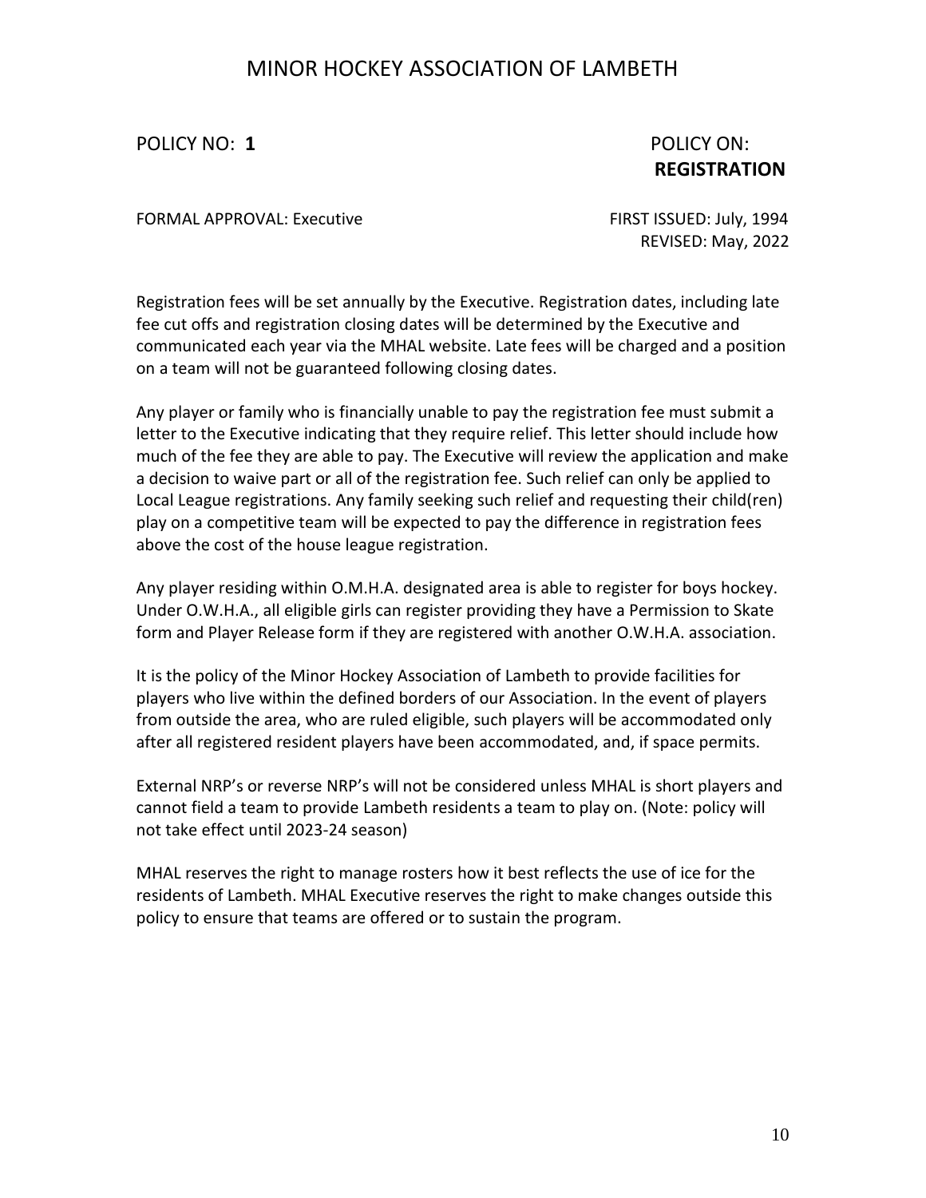# MINOR HOCKEY ASSOCIATION OF LAMBETH

POLICY NO: **1**

POLICY ON: **REGISTRATION**

FORMAL APPROVAL: Executive

FIRST ISSUED: July, 1994
REVISED: May, 2022

Registration fees will be set annually by the Executive. Registration dates, including late fee cut offs and registration closing dates will be determined by the Executive and communicated each year via the MHAL website. Late fees will be charged and a position on a team will not be guaranteed following closing dates.

Any player or family who is financially unable to pay the registration fee must submit a letter to the Executive indicating that they require relief. This letter should include how much of the fee they are able to pay. The Executive will review the application and make a decision to waive part or all of the registration fee. Such relief can only be applied to Local League registrations. Any family seeking such relief and requesting their child(ren) play on a competitive team will be expected to pay the difference in registration fees above the cost of the house league registration.

Any player residing within O.M.H.A. designated area is able to register for boys hockey. Under O.W.H.A., all eligible girls can register providing they have a Permission to Skate form and Player Release form if they are registered with another O.W.H.A. association.

It is the policy of the Minor Hockey Association of Lambeth to provide facilities for players who live within the defined borders of our Association. In the event of players from outside the area, who are ruled eligible, such players will be accommodated only after all registered resident players have been accommodated, and, if space permits.

External NRP's or reverse NRP's will not be considered unless MHAL is short players and cannot field a team to provide Lambeth residents a team to play on. (Note: policy will not take effect until 2023-24 season)

MHAL reserves the right to manage rosters how it best reflects the use of ice for the residents of Lambeth. MHAL Executive reserves the right to make changes outside this policy to ensure that teams are offered or to sustain the program.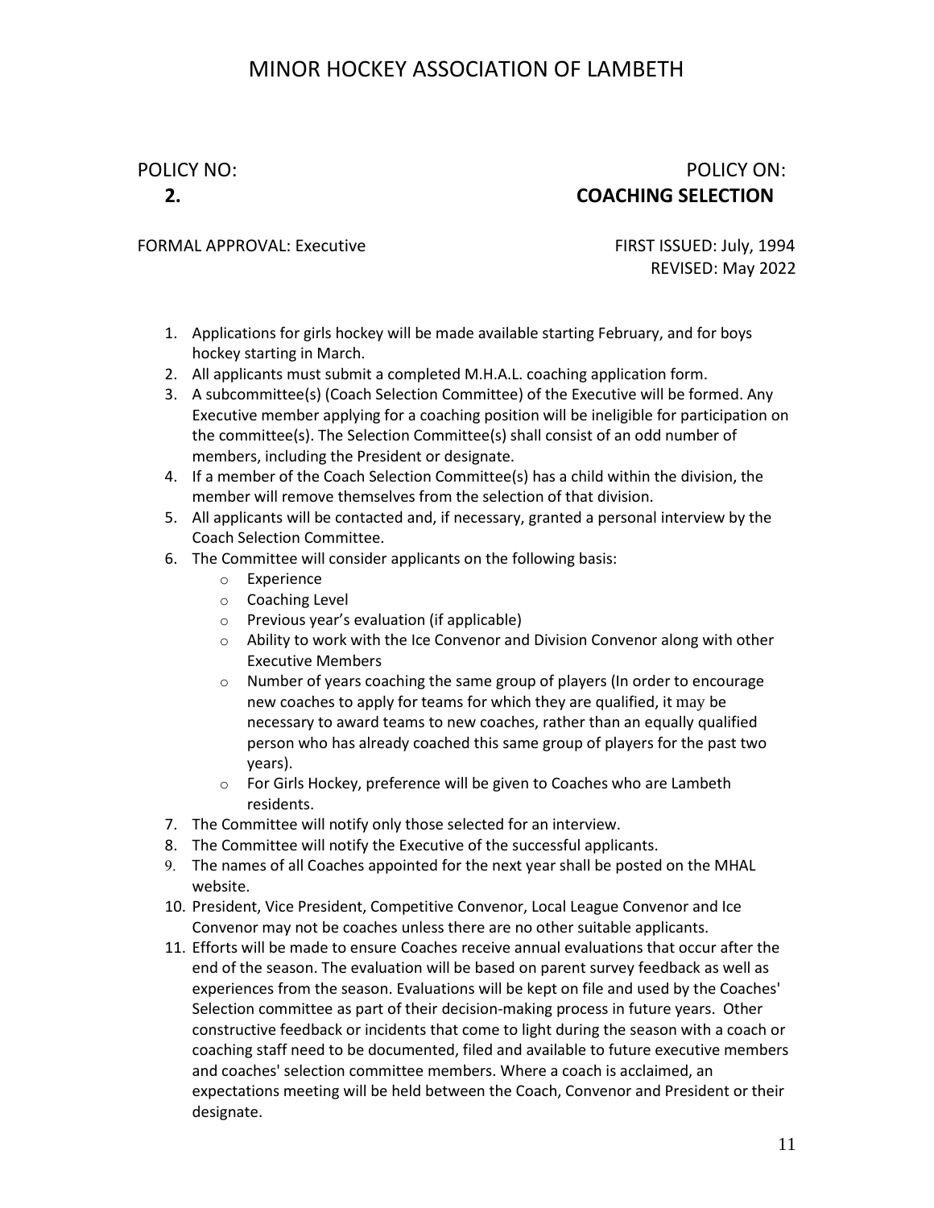# MINOR HOCKEY ASSOCIATION OF LAMBETH

POLICY NO: **2.**

POLICY ON: **COACHING SELECTION**

FORMAL APPROVAL: Executive

FIRST ISSUED: July, 1994
REVISED: May 2022

1. Applications for girls hockey will be made available starting February, and for boys hockey starting in March.
2. All applicants must submit a completed M.H.A.L. coaching application form.
3. A subcommittee(s) (Coach Selection Committee) of the Executive will be formed. Any Executive member applying for a coaching position will be ineligible for participation on the committee(s). The Selection Committee(s) shall consist of an odd number of members, including the President or designate.
4. If a member of the Coach Selection Committee(s) has a child within the division, the member will remove themselves from the selection of that division.
5. All applicants will be contacted and, if necessary, granted a personal interview by the Coach Selection Committee.
6. The Committee will consider applicants on the following basis:
   - Experience
   - Coaching Level
   - Previous year's evaluation (if applicable)
   - Ability to work with the Ice Convenor and Division Convenor along with other Executive Members
   - Number of years coaching the same group of players (In order to encourage new coaches to apply for teams for which they are qualified, it may be necessary to award teams to new coaches, rather than an equally qualified person who has already coached this same group of players for the past two years).
   - For Girls Hockey, preference will be given to Coaches who are Lambeth residents.
7. The Committee will notify only those selected for an interview.
8. The Committee will notify the Executive of the successful applicants.
9. The names of all Coaches appointed for the next year shall be posted on the MHAL website.
10. President, Vice President, Competitive Convenor, Local League Convenor and Ice Convenor may not be coaches unless there are no other suitable applicants.
11. Efforts will be made to ensure Coaches receive annual evaluations that occur after the end of the season. The evaluation will be based on parent survey feedback as well as experiences from the season. Evaluations will be kept on file and used by the Coaches' Selection committee as part of their decision-making process in future years. Other constructive feedback or incidents that come to light during the season with a coach or coaching staff need to be documented, filed and available to future executive members and coaches' selection committee members. Where a coach is acclaimed, an expectations meeting will be held between the Coach, Convenor and President or their designate.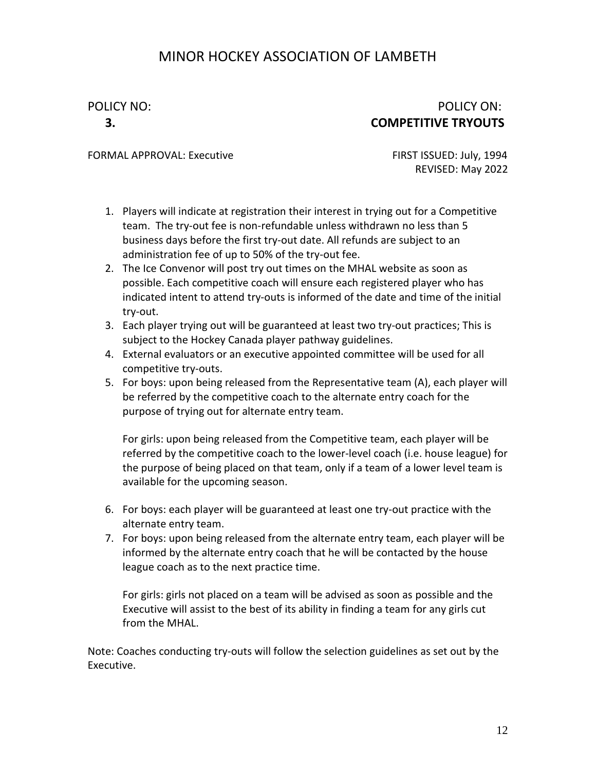# MINOR HOCKEY ASSOCIATION OF LAMBETH

POLICY NO: **3.**

POLICY ON: **COMPETITIVE TRYOUTS**

FORMAL APPROVAL: Executive

FIRST ISSUED: July, 1994
REVISED: May 2022

1. Players will indicate at registration their interest in trying out for a Competitive team. The try-out fee is non-refundable unless withdrawn no less than 5 business days before the first try-out date. All refunds are subject to an administration fee of up to 50% of the try-out fee.
2. The Ice Convenor will post try out times on the MHAL website as soon as possible. Each competitive coach will ensure each registered player who has indicated intent to attend try-outs is informed of the date and time of the initial try-out.
3. Each player trying out will be guaranteed at least two try-out practices; This is subject to the Hockey Canada player pathway guidelines.
4. External evaluators or an executive appointed committee will be used for all competitive try-outs.
5. For boys: upon being released from the Representative team (A), each player will be referred by the competitive coach to the alternate entry coach for the purpose of trying out for alternate entry team.

   For girls: upon being released from the Competitive team, each player will be referred by the competitive coach to the lower-level coach (i.e. house league) for the purpose of being placed on that team, only if a team of a lower level team is available for the upcoming season.

6. For boys: each player will be guaranteed at least one try-out practice with the alternate entry team.
7. For boys: upon being released from the alternate entry team, each player will be informed by the alternate entry coach that he will be contacted by the house league coach as to the next practice time.

   For girls: girls not placed on a team will be advised as soon as possible and the Executive will assist to the best of its ability in finding a team for any girls cut from the MHAL.

Note: Coaches conducting try-outs will follow the selection guidelines as set out by the Executive.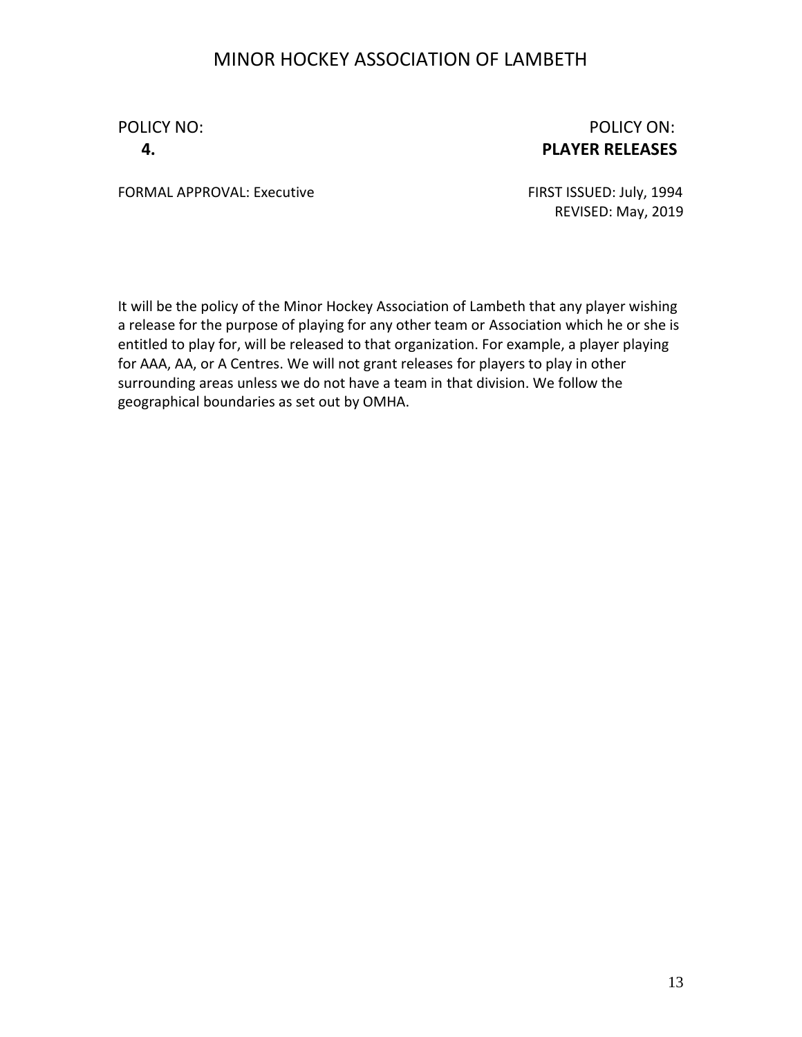# MINOR HOCKEY ASSOCIATION OF LAMBETH

POLICY NO: **4.**

POLICY ON: **PLAYER RELEASES**

FORMAL APPROVAL: Executive

FIRST ISSUED: July, 1994
REVISED: May, 2019

It will be the policy of the Minor Hockey Association of Lambeth that any player wishing a release for the purpose of playing for any other team or Association which he or she is entitled to play for, will be released to that organization. For example, a player playing for AAA, AA, or A Centres. We will not grant releases for players to play in other surrounding areas unless we do not have a team in that division. We follow the geographical boundaries as set out by OMHA.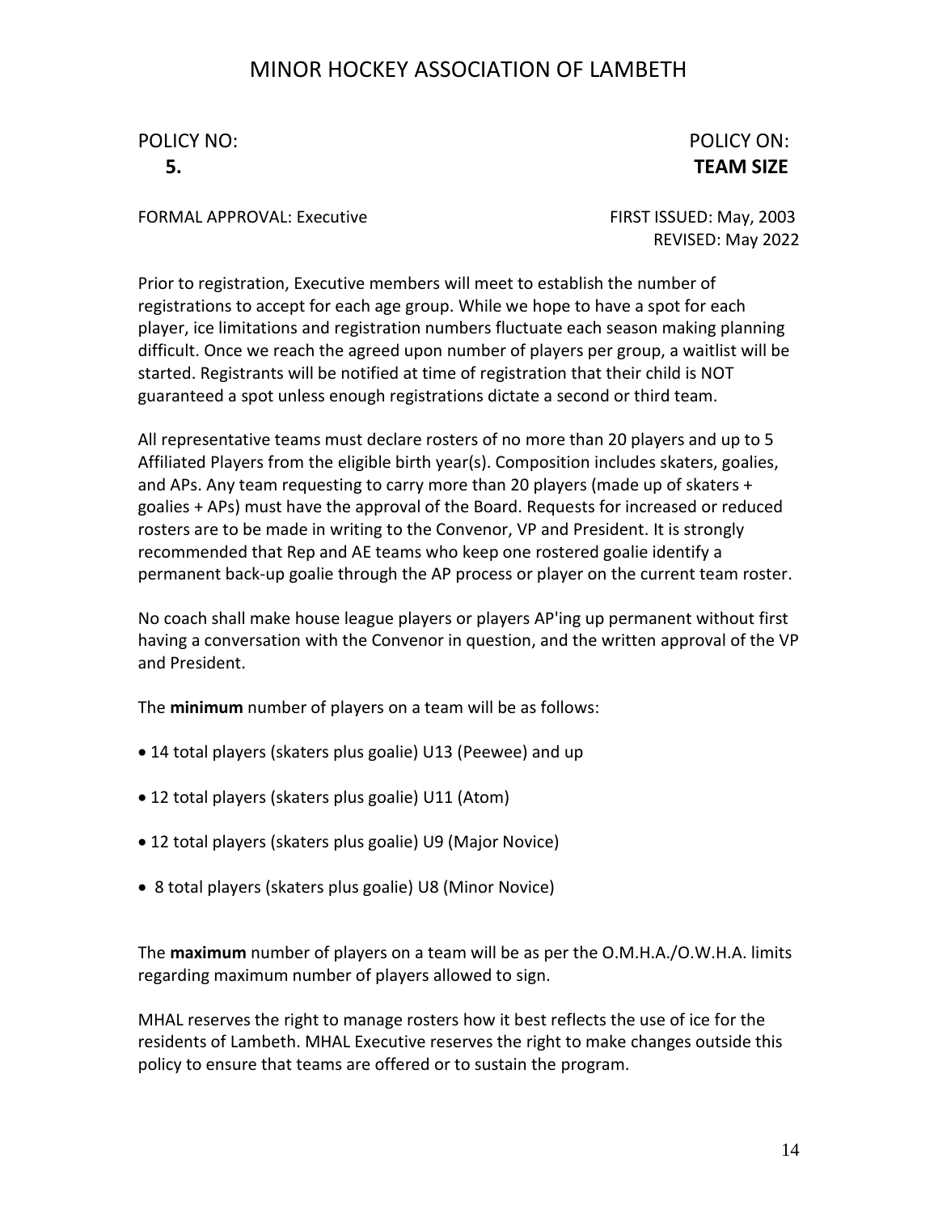# MINOR HOCKEY ASSOCIATION OF LAMBETH

POLICY NO: **5.**

POLICY ON: **TEAM SIZE**

FORMAL APPROVAL: Executive

FIRST ISSUED: May, 2003
REVISED: May 2022

Prior to registration, Executive members will meet to establish the number of registrations to accept for each age group. While we hope to have a spot for each player, ice limitations and registration numbers fluctuate each season making planning difficult. Once we reach the agreed upon number of players per group, a waitlist will be started. Registrants will be notified at time of registration that their child is NOT guaranteed a spot unless enough registrations dictate a second or third team.

All representative teams must declare rosters of no more than 20 players and up to 5 Affiliated Players from the eligible birth year(s). Composition includes skaters, goalies, and APs. Any team requesting to carry more than 20 players (made up of skaters + goalies + APs) must have the approval of the Board. Requests for increased or reduced rosters are to be made in writing to the Convenor, VP and President. It is strongly recommended that Rep and AE teams who keep one rostered goalie identify a permanent back-up goalie through the AP process or player on the current team roster.

No coach shall make house league players or players AP'ing up permanent without first having a conversation with the Convenor in question, and the written approval of the VP and President.

The **minimum** number of players on a team will be as follows:

- 14 total players (skaters plus goalie) U13 (Peewee) and up
- 12 total players (skaters plus goalie) U11 (Atom)
- 12 total players (skaters plus goalie) U9 (Major Novice)
- 8 total players (skaters plus goalie) U8 (Minor Novice)

The **maximum** number of players on a team will be as per the O.M.H.A./O.W.H.A. limits regarding maximum number of players allowed to sign.

MHAL reserves the right to manage rosters how it best reflects the use of ice for the residents of Lambeth. MHAL Executive reserves the right to make changes outside this policy to ensure that teams are offered or to sustain the program.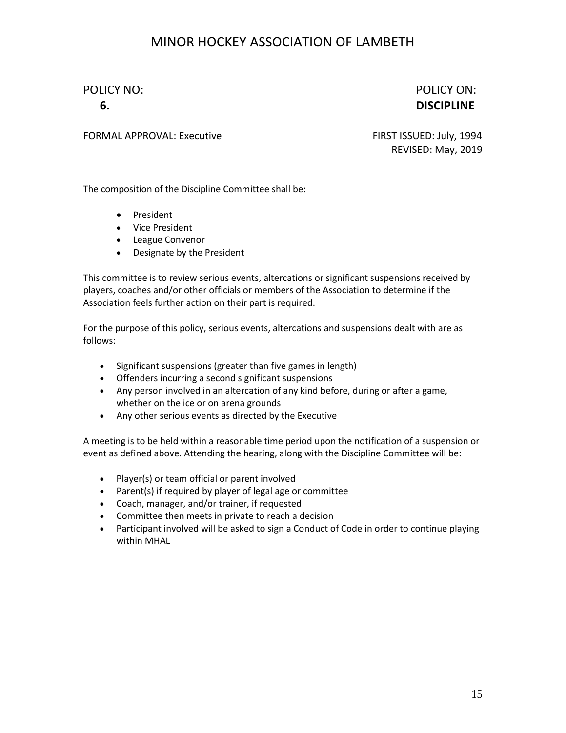# MINOR HOCKEY ASSOCIATION OF LAMBETH

POLICY NO: **6.**

POLICY ON: **DISCIPLINE**

FORMAL APPROVAL: Executive

FIRST ISSUED: July, 1994
REVISED: May, 2019

The composition of the Discipline Committee shall be:

- President
- Vice President
- League Convenor
- Designate by the President

This committee is to review serious events, altercations or significant suspensions received by players, coaches and/or other officials or members of the Association to determine if the Association feels further action on their part is required.

For the purpose of this policy, serious events, altercations and suspensions dealt with are as follows:

- Significant suspensions (greater than five games in length)
- Offenders incurring a second significant suspensions
- Any person involved in an altercation of any kind before, during or after a game, whether on the ice or on arena grounds
- Any other serious events as directed by the Executive

A meeting is to be held within a reasonable time period upon the notification of a suspension or event as defined above. Attending the hearing, along with the Discipline Committee will be:

- Player(s) or team official or parent involved
- Parent(s) if required by player of legal age or committee
- Coach, manager, and/or trainer, if requested
- Committee then meets in private to reach a decision
- Participant involved will be asked to sign a Conduct of Code in order to continue playing within MHAL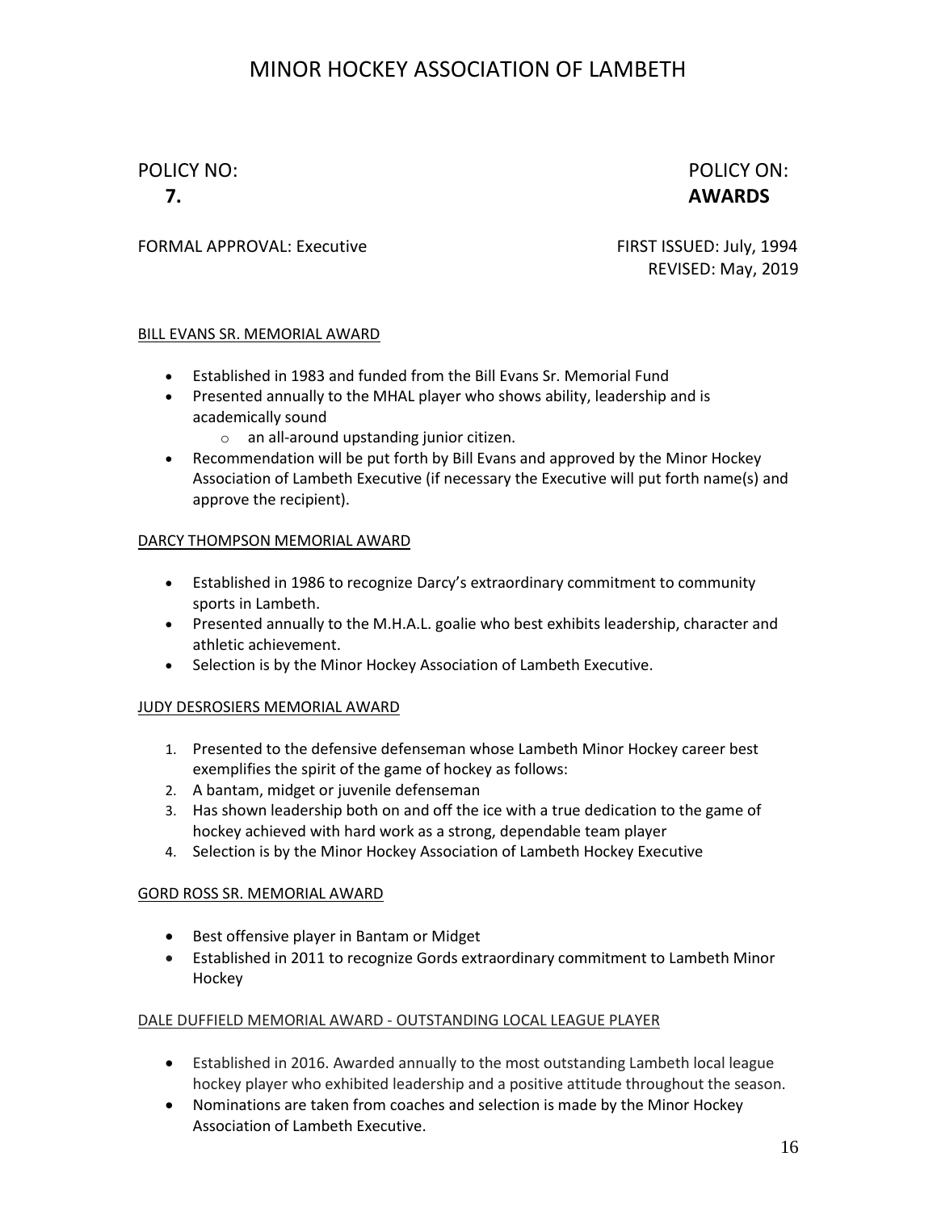# MINOR HOCKEY ASSOCIATION OF LAMBETH

POLICY NO: **7.**

POLICY ON: **AWARDS**

FORMAL APPROVAL: Executive

FIRST ISSUED: July, 1994
REVISED: May, 2019

## BILL EVANS SR. MEMORIAL AWARD

- Established in 1983 and funded from the Bill Evans Sr. Memorial Fund
- Presented annually to the MHAL player who shows ability, leadership and is academically sound
  - an all-around upstanding junior citizen.
- Recommendation will be put forth by Bill Evans and approved by the Minor Hockey Association of Lambeth Executive (if necessary the Executive will put forth name(s) and approve the recipient).

## DARCY THOMPSON MEMORIAL AWARD

- Established in 1986 to recognize Darcy's extraordinary commitment to community sports in Lambeth.
- Presented annually to the M.H.A.L. goalie who best exhibits leadership, character and athletic achievement.
- Selection is by the Minor Hockey Association of Lambeth Executive.

## JUDY DESROSIERS MEMORIAL AWARD

1. Presented to the defensive defenseman whose Lambeth Minor Hockey career best exemplifies the spirit of the game of hockey as follows:
2. A bantam, midget or juvenile defenseman
3. Has shown leadership both on and off the ice with a true dedication to the game of hockey achieved with hard work as a strong, dependable team player
4. Selection is by the Minor Hockey Association of Lambeth Hockey Executive

## GORD ROSS SR. MEMORIAL AWARD

- Best offensive player in Bantam or Midget
- Established in 2011 to recognize Gords extraordinary commitment to Lambeth Minor Hockey

## DALE DUFFIELD MEMORIAL AWARD - OUTSTANDING LOCAL LEAGUE PLAYER

- Established in 2016. Awarded annually to the most outstanding Lambeth local league hockey player who exhibited leadership and a positive attitude throughout the season.
- Nominations are taken from coaches and selection is made by the Minor Hockey Association of Lambeth Executive.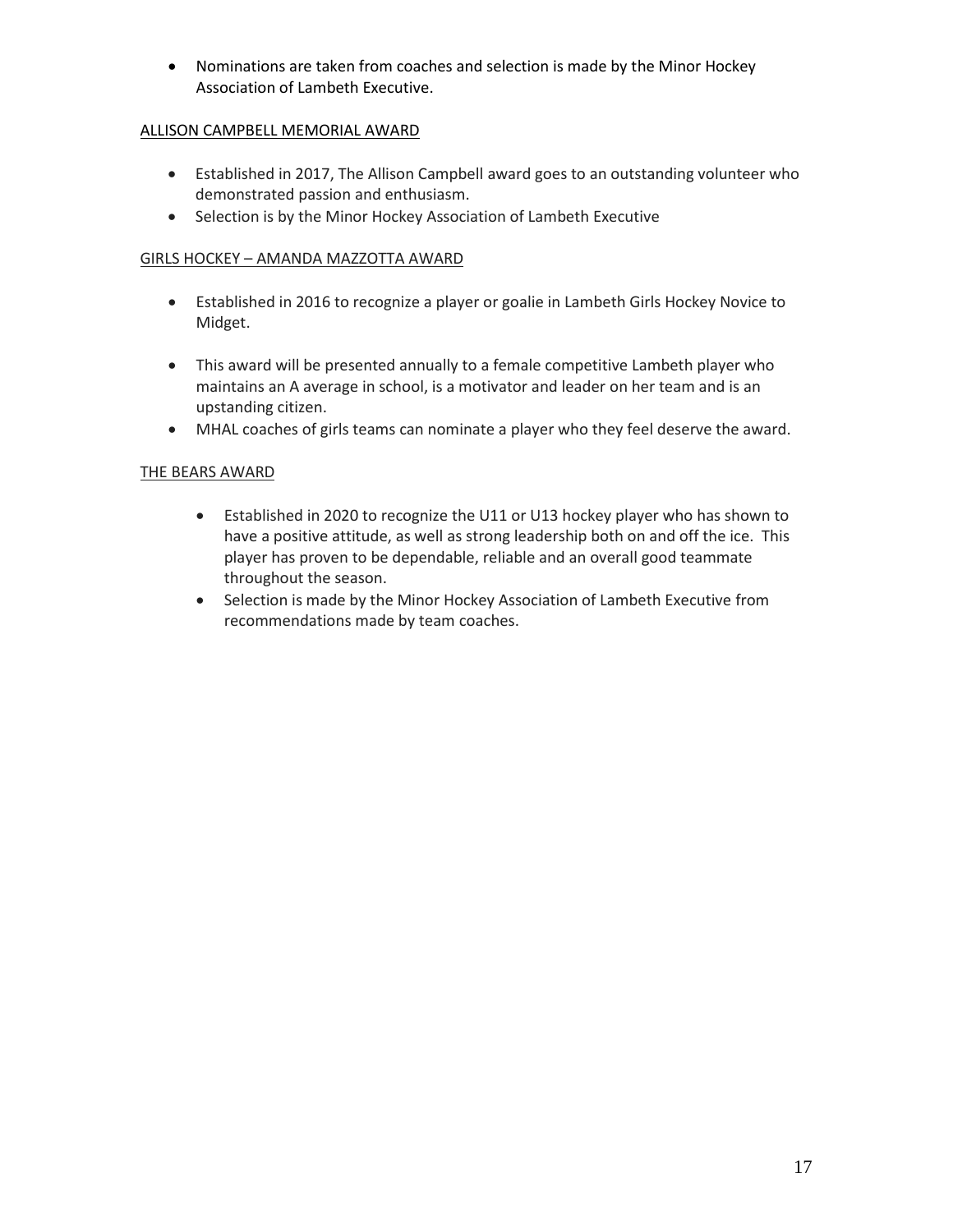- Nominations are taken from coaches and selection is made by the Minor Hockey Association of Lambeth Executive.

## ALLISON CAMPBELL MEMORIAL AWARD

- Established in 2017, The Allison Campbell award goes to an outstanding volunteer who demonstrated passion and enthusiasm.
- Selection is by the Minor Hockey Association of Lambeth Executive

## GIRLS HOCKEY – AMANDA MAZZOTTA AWARD

- Established in 2016 to recognize a player or goalie in Lambeth Girls Hockey Novice to Midget.
- This award will be presented annually to a female competitive Lambeth player who maintains an A average in school, is a motivator and leader on her team and is an upstanding citizen.
- MHAL coaches of girls teams can nominate a player who they feel deserve the award.

## THE BEARS AWARD

- Established in 2020 to recognize the U11 or U13 hockey player who has shown to have a positive attitude, as well as strong leadership both on and off the ice. This player has proven to be dependable, reliable and an overall good teammate throughout the season.
- Selection is made by the Minor Hockey Association of Lambeth Executive from recommendations made by team coaches.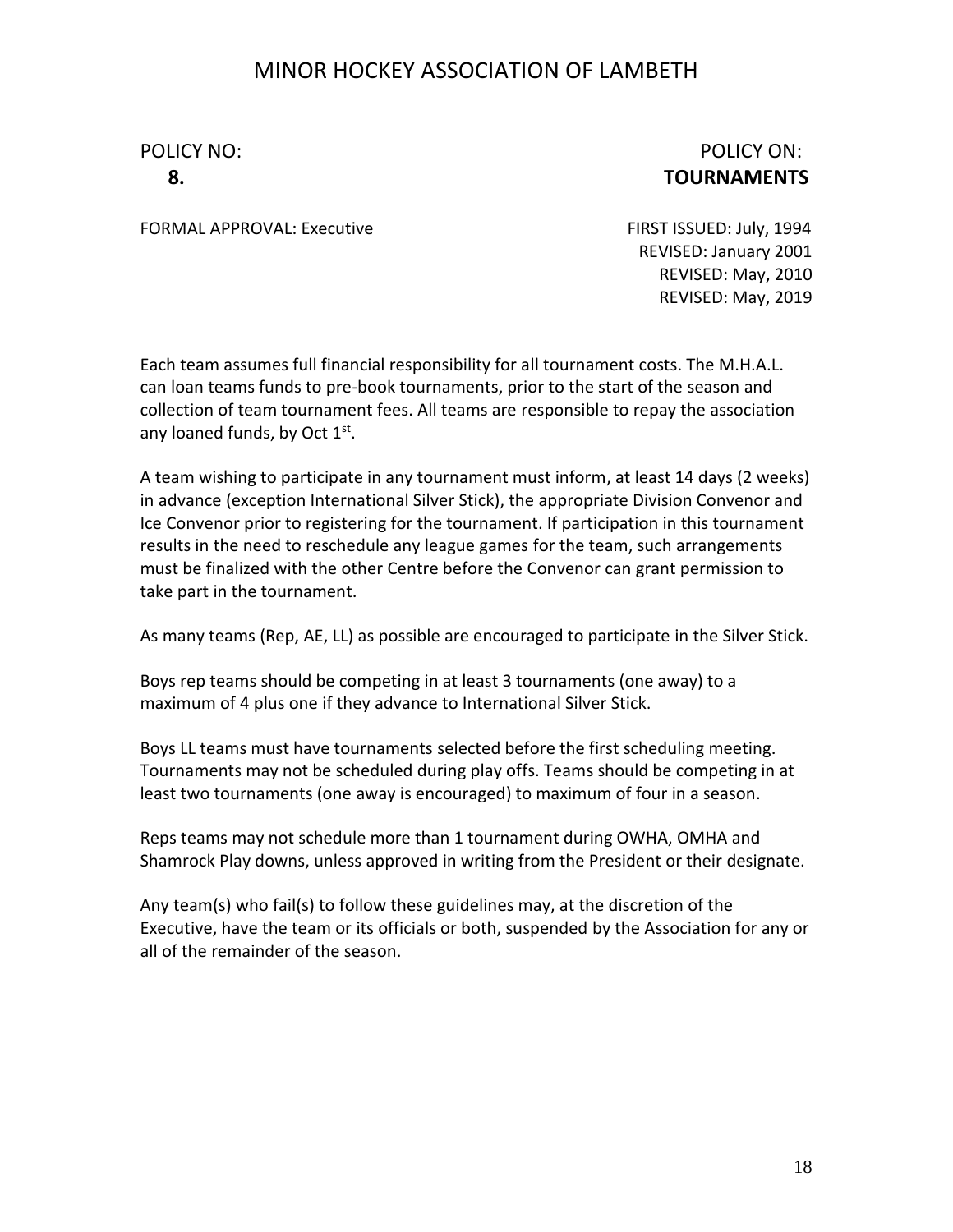# MINOR HOCKEY ASSOCIATION OF LAMBETH

| POLICY NO: | POLICY ON: |
|---|---|
| **8.** | **TOURNAMENTS** |

FORMAL APPROVAL: Executive

FIRST ISSUED: July, 1994
REVISED: January 2001
REVISED: May, 2010
REVISED: May, 2019

Each team assumes full financial responsibility for all tournament costs. The M.H.A.L. can loan teams funds to pre-book tournaments, prior to the start of the season and collection of team tournament fees. All teams are responsible to repay the association any loaned funds, by Oct 1st.

A team wishing to participate in any tournament must inform, at least 14 days (2 weeks) in advance (exception International Silver Stick), the appropriate Division Convenor and Ice Convenor prior to registering for the tournament. If participation in this tournament results in the need to reschedule any league games for the team, such arrangements must be finalized with the other Centre before the Convenor can grant permission to take part in the tournament.

As many teams (Rep, AE, LL) as possible are encouraged to participate in the Silver Stick.

Boys rep teams should be competing in at least 3 tournaments (one away) to a maximum of 4 plus one if they advance to International Silver Stick.

Boys LL teams must have tournaments selected before the first scheduling meeting. Tournaments may not be scheduled during play offs. Teams should be competing in at least two tournaments (one away is encouraged) to maximum of four in a season.

Reps teams may not schedule more than 1 tournament during OWHA, OMHA and Shamrock Play downs, unless approved in writing from the President or their designate.

Any team(s) who fail(s) to follow these guidelines may, at the discretion of the Executive, have the team or its officials or both, suspended by the Association for any or all of the remainder of the season.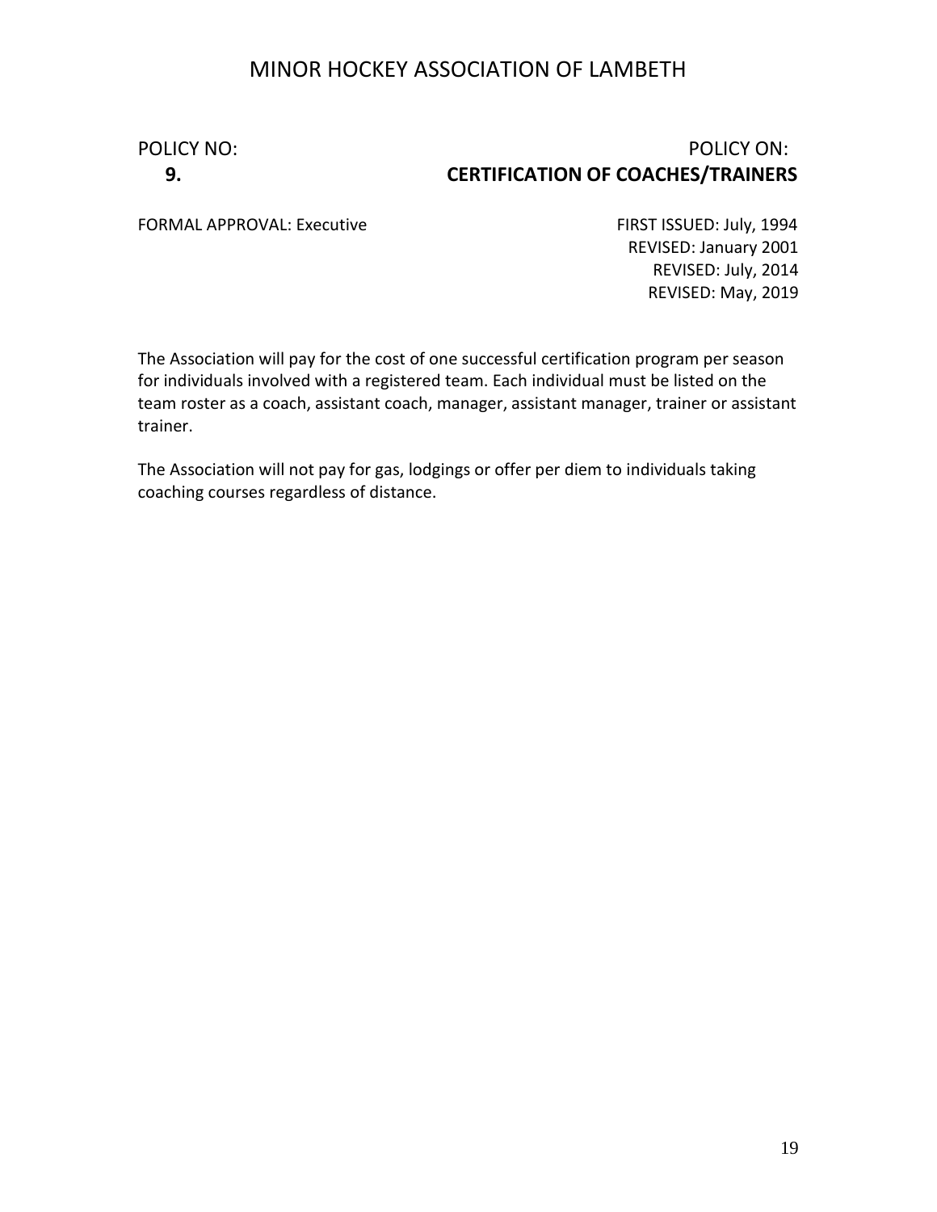# MINOR HOCKEY ASSOCIATION OF LAMBETH

POLICY NO: **9.**

POLICY ON: **CERTIFICATION OF COACHES/TRAINERS**

FORMAL APPROVAL: Executive

FIRST ISSUED: July, 1994
REVISED: January 2001
REVISED: July, 2014
REVISED: May, 2019

The Association will pay for the cost of one successful certification program per season for individuals involved with a registered team. Each individual must be listed on the team roster as a coach, assistant coach, manager, assistant manager, trainer or assistant trainer.

The Association will not pay for gas, lodgings or offer per diem to individuals taking coaching courses regardless of distance.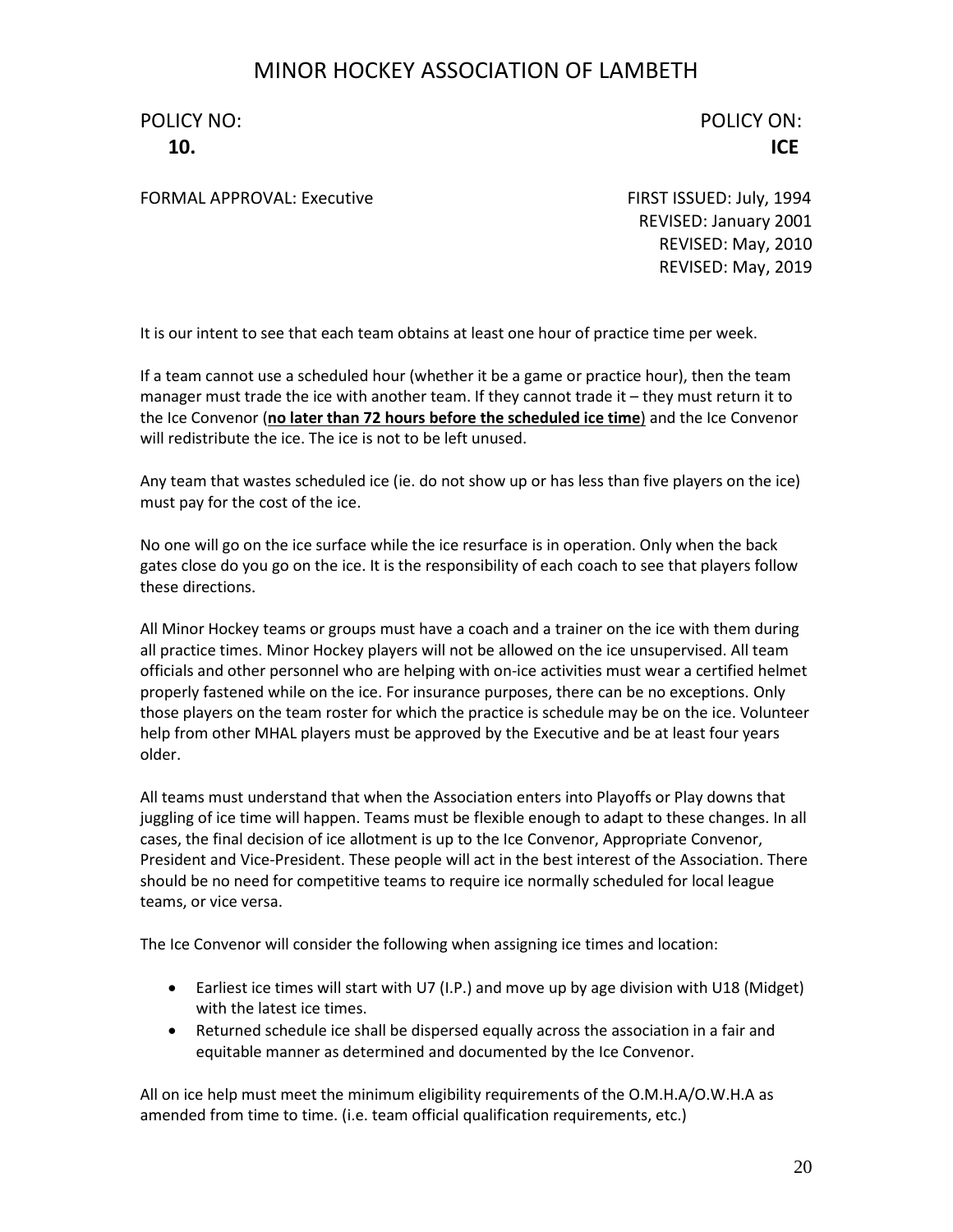# MINOR HOCKEY ASSOCIATION OF LAMBETH

POLICY NO: **10.**

POLICY ON: **ICE**

FORMAL APPROVAL: Executive

FIRST ISSUED: July, 1994
REVISED: January 2001
REVISED: May, 2010
REVISED: May, 2019

It is our intent to see that each team obtains at least one hour of practice time per week.

If a team cannot use a scheduled hour (whether it be a game or practice hour), then the team manager must trade the ice with another team. If they cannot trade it – they must return it to the Ice Convenor (**no later than 72 hours before the scheduled ice time**) and the Ice Convenor will redistribute the ice. The ice is not to be left unused.

Any team that wastes scheduled ice (ie. do not show up or has less than five players on the ice) must pay for the cost of the ice.

No one will go on the ice surface while the ice resurface is in operation. Only when the back gates close do you go on the ice. It is the responsibility of each coach to see that players follow these directions.

All Minor Hockey teams or groups must have a coach and a trainer on the ice with them during all practice times. Minor Hockey players will not be allowed on the ice unsupervised. All team officials and other personnel who are helping with on-ice activities must wear a certified helmet properly fastened while on the ice. For insurance purposes, there can be no exceptions. Only those players on the team roster for which the practice is schedule may be on the ice. Volunteer help from other MHAL players must be approved by the Executive and be at least four years older.

All teams must understand that when the Association enters into Playoffs or Play downs that juggling of ice time will happen. Teams must be flexible enough to adapt to these changes. In all cases, the final decision of ice allotment is up to the Ice Convenor, Appropriate Convenor, President and Vice-President. These people will act in the best interest of the Association. There should be no need for competitive teams to require ice normally scheduled for local league teams, or vice versa.

The Ice Convenor will consider the following when assigning ice times and location:

- Earliest ice times will start with U7 (I.P.) and move up by age division with U18 (Midget) with the latest ice times.
- Returned schedule ice shall be dispersed equally across the association in a fair and equitable manner as determined and documented by the Ice Convenor.

All on ice help must meet the minimum eligibility requirements of the O.M.H.A/O.W.H.A as amended from time to time. (i.e. team official qualification requirements, etc.)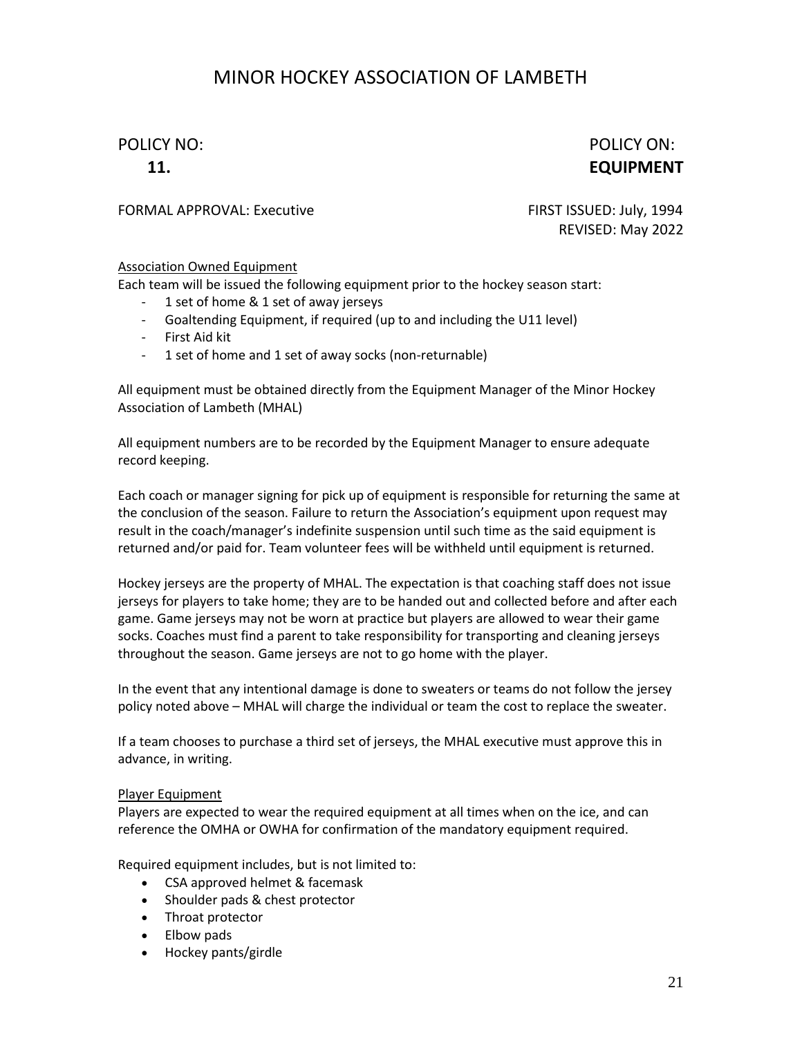# MINOR HOCKEY ASSOCIATION OF LAMBETH

POLICY NO: **11.**

POLICY ON: **EQUIPMENT**

FORMAL APPROVAL: Executive

FIRST ISSUED: July, 1994
REVISED: May 2022

## Association Owned Equipment

Each team will be issued the following equipment prior to the hockey season start:

- 1 set of home & 1 set of away jerseys
- Goaltending Equipment, if required (up to and including the U11 level)
- First Aid kit
- 1 set of home and 1 set of away socks (non-returnable)

All equipment must be obtained directly from the Equipment Manager of the Minor Hockey Association of Lambeth (MHAL)

All equipment numbers are to be recorded by the Equipment Manager to ensure adequate record keeping.

Each coach or manager signing for pick up of equipment is responsible for returning the same at the conclusion of the season. Failure to return the Association's equipment upon request may result in the coach/manager's indefinite suspension until such time as the said equipment is returned and/or paid for. Team volunteer fees will be withheld until equipment is returned.

Hockey jerseys are the property of MHAL. The expectation is that coaching staff does not issue jerseys for players to take home; they are to be handed out and collected before and after each game. Game jerseys may not be worn at practice but players are allowed to wear their game socks. Coaches must find a parent to take responsibility for transporting and cleaning jerseys throughout the season. Game jerseys are not to go home with the player.

In the event that any intentional damage is done to sweaters or teams do not follow the jersey policy noted above – MHAL will charge the individual or team the cost to replace the sweater.

If a team chooses to purchase a third set of jerseys, the MHAL executive must approve this in advance, in writing.

## Player Equipment

Players are expected to wear the required equipment at all times when on the ice, and can reference the OMHA or OWHA for confirmation of the mandatory equipment required.

Required equipment includes, but is not limited to:

- CSA approved helmet & facemask
- Shoulder pads & chest protector
- Throat protector
- Elbow pads
- Hockey pants/girdle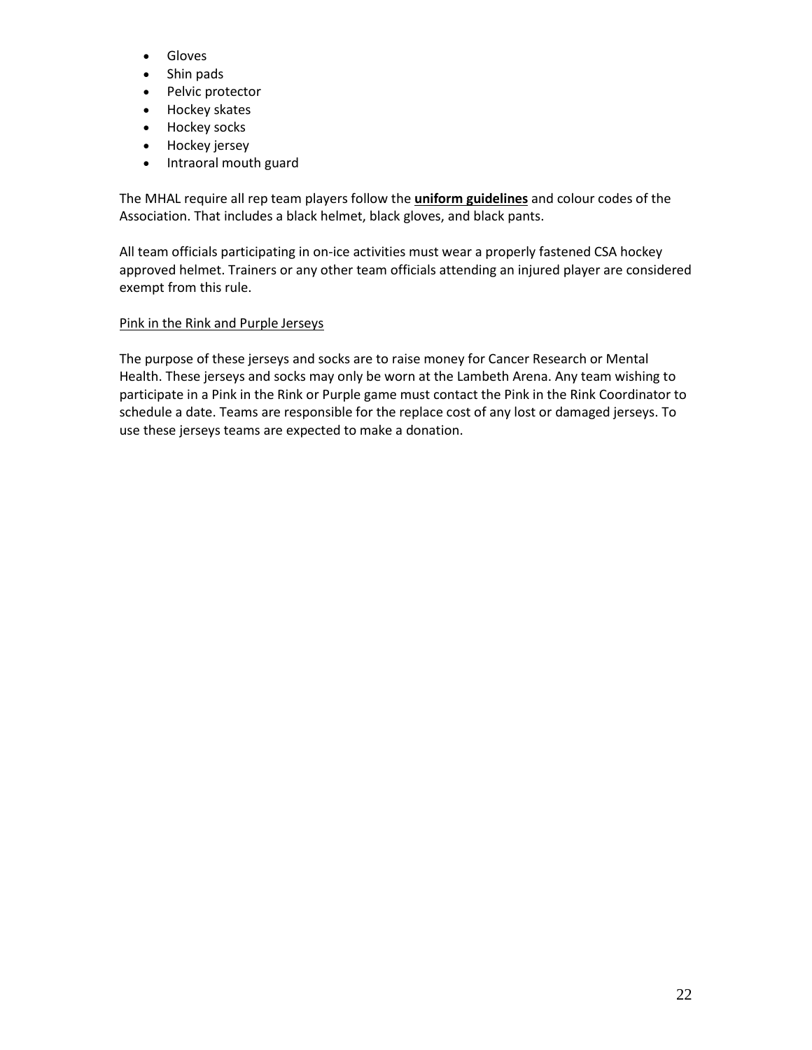- Gloves
- Shin pads
- Pelvic protector
- Hockey skates
- Hockey socks
- Hockey jersey
- Intraoral mouth guard

The MHAL require all rep team players follow the **uniform guidelines** and colour codes of the Association. That includes a black helmet, black gloves, and black pants.

All team officials participating in on-ice activities must wear a properly fastened CSA hockey approved helmet. Trainers or any other team officials attending an injured player are considered exempt from this rule.

Pink in the Rink and Purple Jerseys

The purpose of these jerseys and socks are to raise money for Cancer Research or Mental Health. These jerseys and socks may only be worn at the Lambeth Arena. Any team wishing to participate in a Pink in the Rink or Purple game must contact the Pink in the Rink Coordinator to schedule a date. Teams are responsible for the replace cost of any lost or damaged jerseys. To use these jerseys teams are expected to make a donation.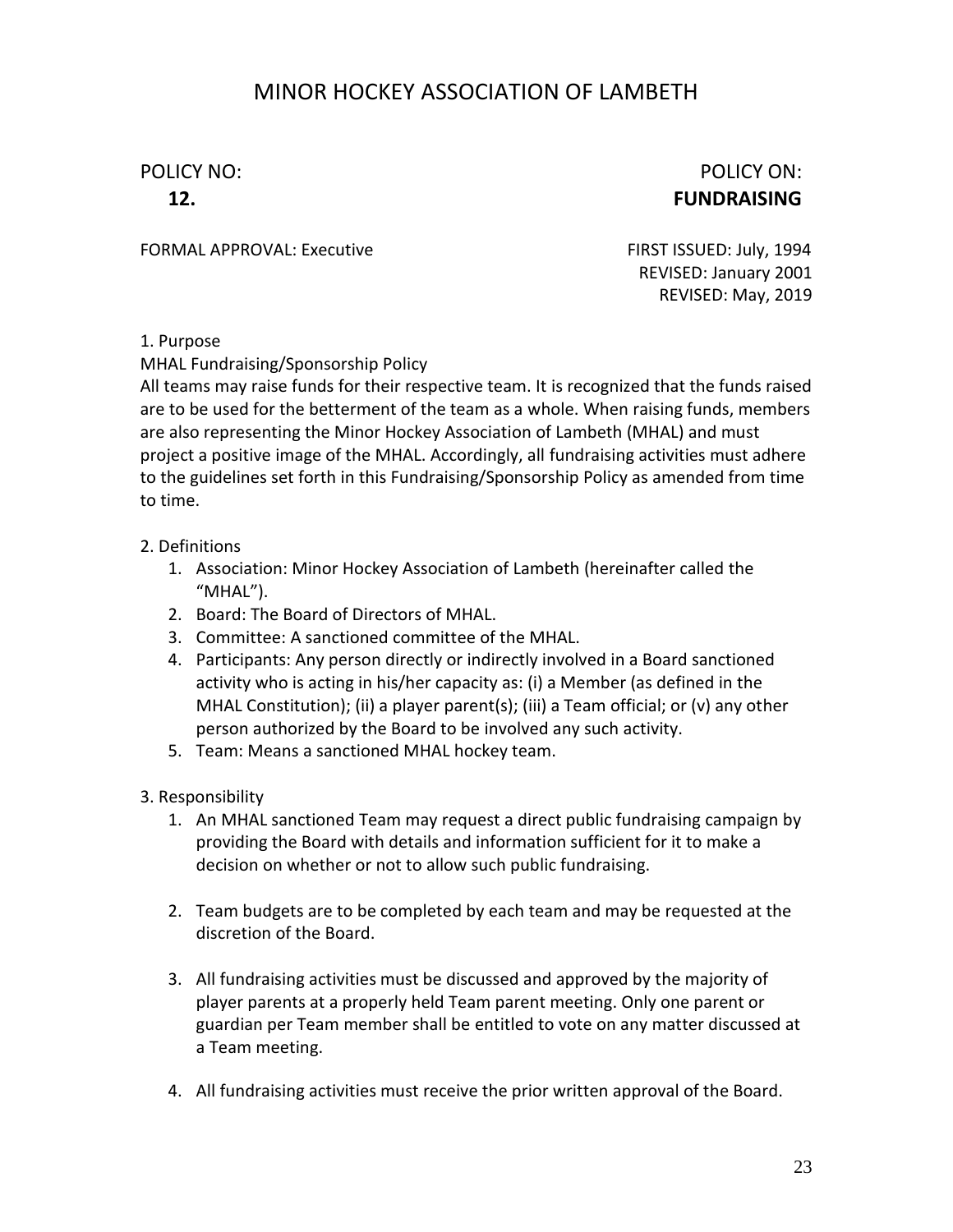# MINOR HOCKEY ASSOCIATION OF LAMBETH

POLICY NO: **12.**

POLICY ON: **FUNDRAISING**

FORMAL APPROVAL: Executive

FIRST ISSUED: July, 1994
REVISED: January 2001
REVISED: May, 2019

1. Purpose

MHAL Fundraising/Sponsorship Policy

All teams may raise funds for their respective team. It is recognized that the funds raised are to be used for the betterment of the team as a whole. When raising funds, members are also representing the Minor Hockey Association of Lambeth (MHAL) and must project a positive image of the MHAL. Accordingly, all fundraising activities must adhere to the guidelines set forth in this Fundraising/Sponsorship Policy as amended from time to time.

2. Definitions

1. Association: Minor Hockey Association of Lambeth (hereinafter called the "MHAL").
2. Board: The Board of Directors of MHAL.
3. Committee: A sanctioned committee of the MHAL.
4. Participants: Any person directly or indirectly involved in a Board sanctioned activity who is acting in his/her capacity as: (i) a Member (as defined in the MHAL Constitution); (ii) a player parent(s); (iii) a Team official; or (v) any other person authorized by the Board to be involved any such activity.
5. Team: Means a sanctioned MHAL hockey team.

3. Responsibility

1. An MHAL sanctioned Team may request a direct public fundraising campaign by providing the Board with details and information sufficient for it to make a decision on whether or not to allow such public fundraising.

2. Team budgets are to be completed by each team and may be requested at the discretion of the Board.

3. All fundraising activities must be discussed and approved by the majority of player parents at a properly held Team parent meeting. Only one parent or guardian per Team member shall be entitled to vote on any matter discussed at a Team meeting.

4. All fundraising activities must receive the prior written approval of the Board.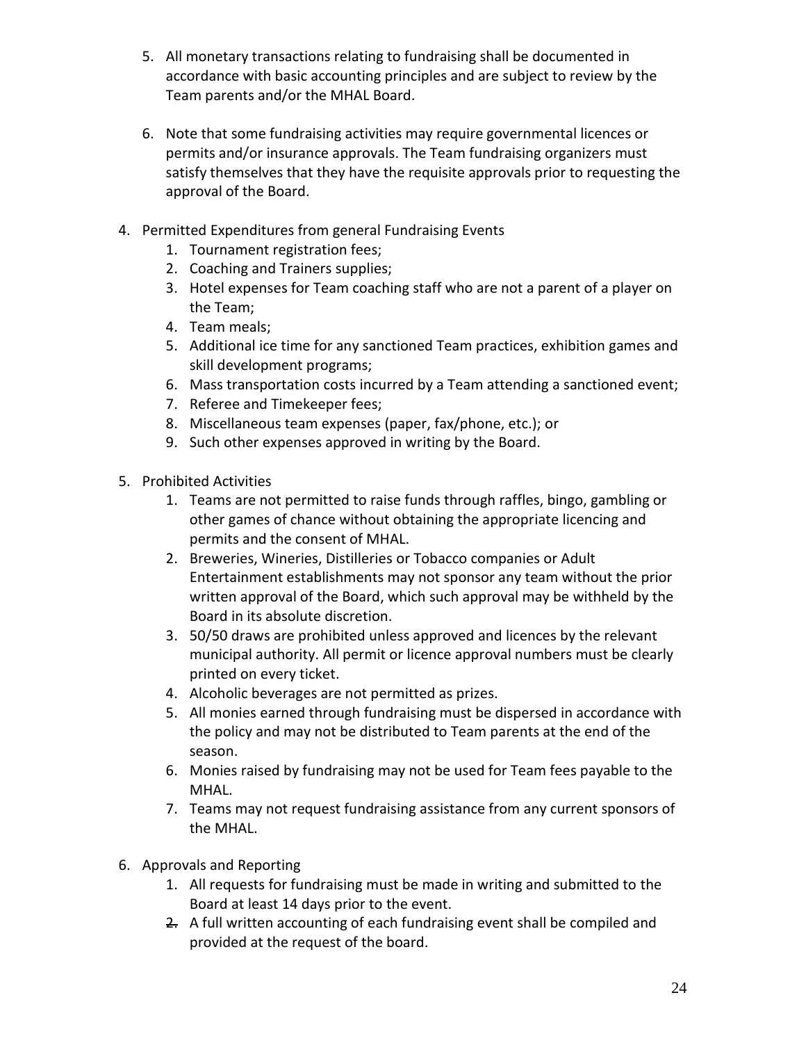5. All monetary transactions relating to fundraising shall be documented in accordance with basic accounting principles and are subject to review by the Team parents and/or the MHAL Board.

6. Note that some fundraising activities may require governmental licences or permits and/or insurance approvals. The Team fundraising organizers must satisfy themselves that they have the requisite approvals prior to requesting the approval of the Board.

4. Permitted Expenditures from general Fundraising Events
    1. Tournament registration fees;
    2. Coaching and Trainers supplies;
    3. Hotel expenses for Team coaching staff who are not a parent of a player on the Team;
    4. Team meals;
    5. Additional ice time for any sanctioned Team practices, exhibition games and skill development programs;
    6. Mass transportation costs incurred by a Team attending a sanctioned event;
    7. Referee and Timekeeper fees;
    8. Miscellaneous team expenses (paper, fax/phone, etc.); or
    9. Such other expenses approved in writing by the Board.

5. Prohibited Activities
    1. Teams are not permitted to raise funds through raffles, bingo, gambling or other games of chance without obtaining the appropriate licencing and permits and the consent of MHAL.
    2. Breweries, Wineries, Distilleries or Tobacco companies or Adult Entertainment establishments may not sponsor any team without the prior written approval of the Board, which such approval may be withheld by the Board in its absolute discretion.
    3. 50/50 draws are prohibited unless approved and licences by the relevant municipal authority. All permit or licence approval numbers must be clearly printed on every ticket.
    4. Alcoholic beverages are not permitted as prizes.
    5. All monies earned through fundraising must be dispersed in accordance with the policy and may not be distributed to Team parents at the end of the season.
    6. Monies raised by fundraising may not be used for Team fees payable to the MHAL.
    7. Teams may not request fundraising assistance from any current sponsors of the MHAL.

6. Approvals and Reporting
    1. All requests for fundraising must be made in writing and submitted to the Board at least 14 days prior to the event.
    2. A full written accounting of each fundraising event shall be compiled and provided at the request of the board.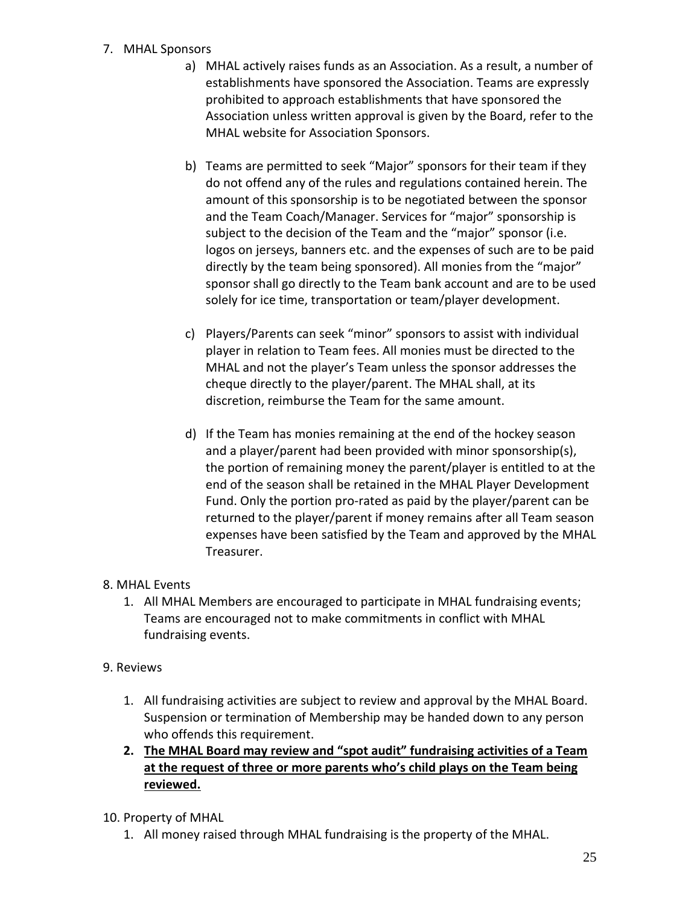7. MHAL Sponsors

    a) MHAL actively raises funds as an Association. As a result, a number of establishments have sponsored the Association. Teams are expressly prohibited to approach establishments that have sponsored the Association unless written approval is given by the Board, refer to the MHAL website for Association Sponsors.

    b) Teams are permitted to seek "Major" sponsors for their team if they do not offend any of the rules and regulations contained herein. The amount of this sponsorship is to be negotiated between the sponsor and the Team Coach/Manager. Services for "major" sponsorship is subject to the decision of the Team and the "major" sponsor (i.e. logos on jerseys, banners etc. and the expenses of such are to be paid directly by the team being sponsored). All monies from the "major" sponsor shall go directly to the Team bank account and are to be used solely for ice time, transportation or team/player development.

    c) Players/Parents can seek "minor" sponsors to assist with individual player in relation to Team fees. All monies must be directed to the MHAL and not the player's Team unless the sponsor addresses the cheque directly to the player/parent. The MHAL shall, at its discretion, reimburse the Team for the same amount.

    d) If the Team has monies remaining at the end of the hockey season and a player/parent had been provided with minor sponsorship(s), the portion of remaining money the parent/player is entitled to at the end of the season shall be retained in the MHAL Player Development Fund. Only the portion pro-rated as paid by the player/parent can be returned to the player/parent if money remains after all Team season expenses have been satisfied by the Team and approved by the MHAL Treasurer.

8. MHAL Events

    1. All MHAL Members are encouraged to participate in MHAL fundraising events; Teams are encouraged not to make commitments in conflict with MHAL fundraising events.

9. Reviews

    1. All fundraising activities are subject to review and approval by the MHAL Board. Suspension or termination of Membership may be handed down to any person who offends this requirement.
    2. **<u>The MHAL Board may review and "spot audit" fundraising activities of a Team at the request of three or more parents who's child plays on the Team being reviewed.</u>**

10. Property of MHAL

    1. All money raised through MHAL fundraising is the property of the MHAL.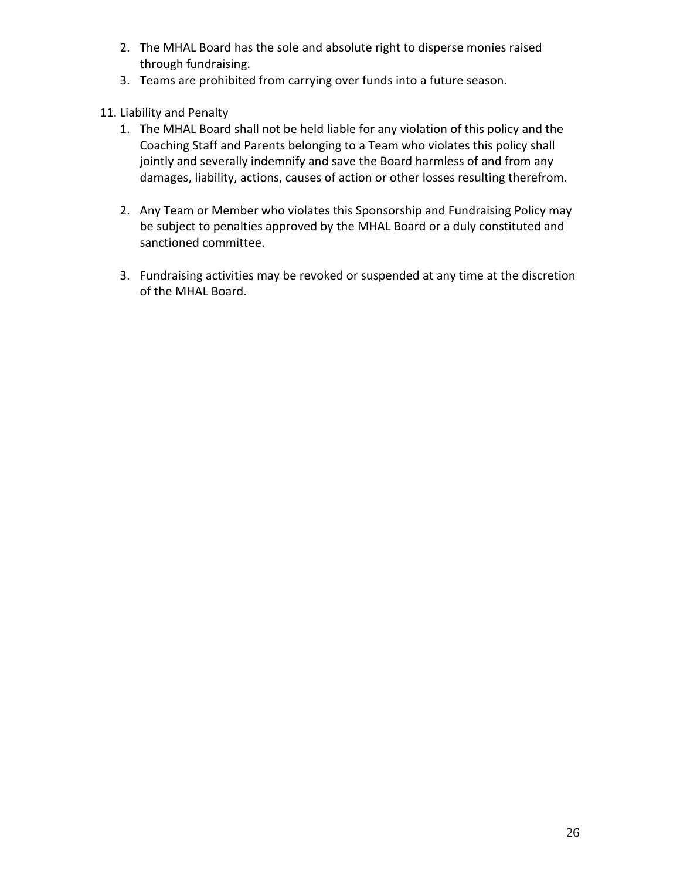2. The MHAL Board has the sole and absolute right to disperse monies raised through fundraising.
3. Teams are prohibited from carrying over funds into a future season.

11. Liability and Penalty
    1. The MHAL Board shall not be held liable for any violation of this policy and the Coaching Staff and Parents belonging to a Team who violates this policy shall jointly and severally indemnify and save the Board harmless of and from any damages, liability, actions, causes of action or other losses resulting therefrom.

    2. Any Team or Member who violates this Sponsorship and Fundraising Policy may be subject to penalties approved by the MHAL Board or a duly constituted and sanctioned committee.

    3. Fundraising activities may be revoked or suspended at any time at the discretion of the MHAL Board.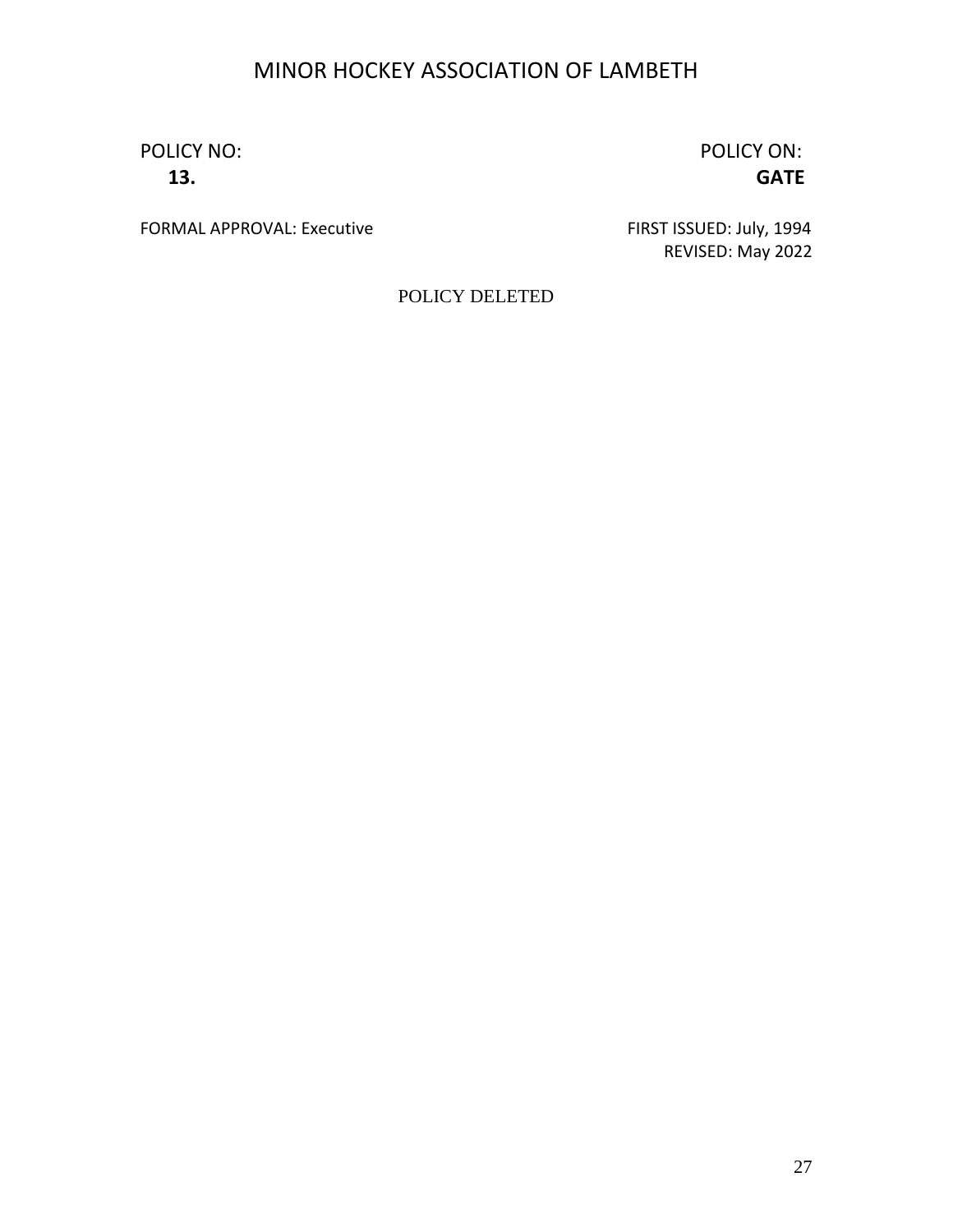# MINOR HOCKEY ASSOCIATION OF LAMBETH

POLICY NO: **13.**

POLICY ON: **GATE**

FORMAL APPROVAL: Executive

FIRST ISSUED: July, 1994

REVISED: May 2022

POLICY DELETED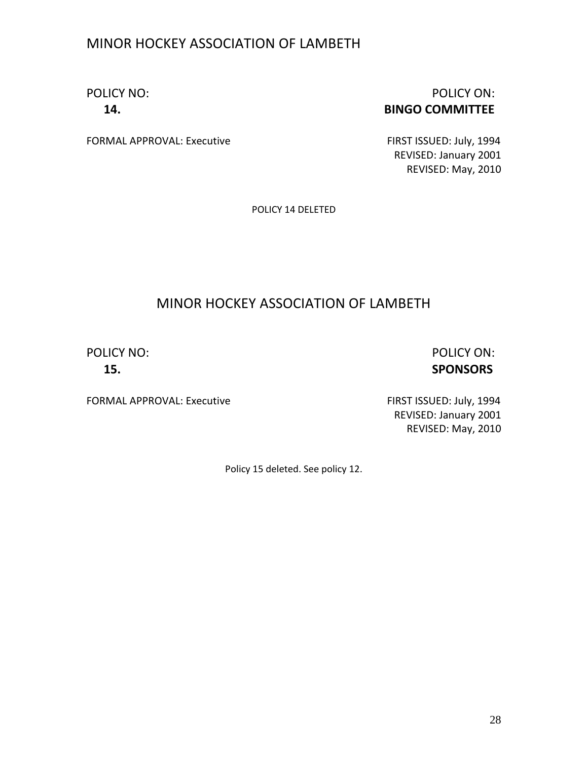# MINOR HOCKEY ASSOCIATION OF LAMBETH

| POLICY NO: | POLICY ON: |
| --- | --- |
| **14.** | **BINGO COMMITTEE** |

FORMAL APPROVAL: Executive

FIRST ISSUED: July, 1994
REVISED: January 2001
REVISED: May, 2010

POLICY 14 DELETED

# MINOR HOCKEY ASSOCIATION OF LAMBETH

| POLICY NO: | POLICY ON: |
| --- | --- |
| **15.** | **SPONSORS** |

FORMAL APPROVAL: Executive

FIRST ISSUED: July, 1994
REVISED: January 2001
REVISED: May, 2010

Policy 15 deleted. See policy 12.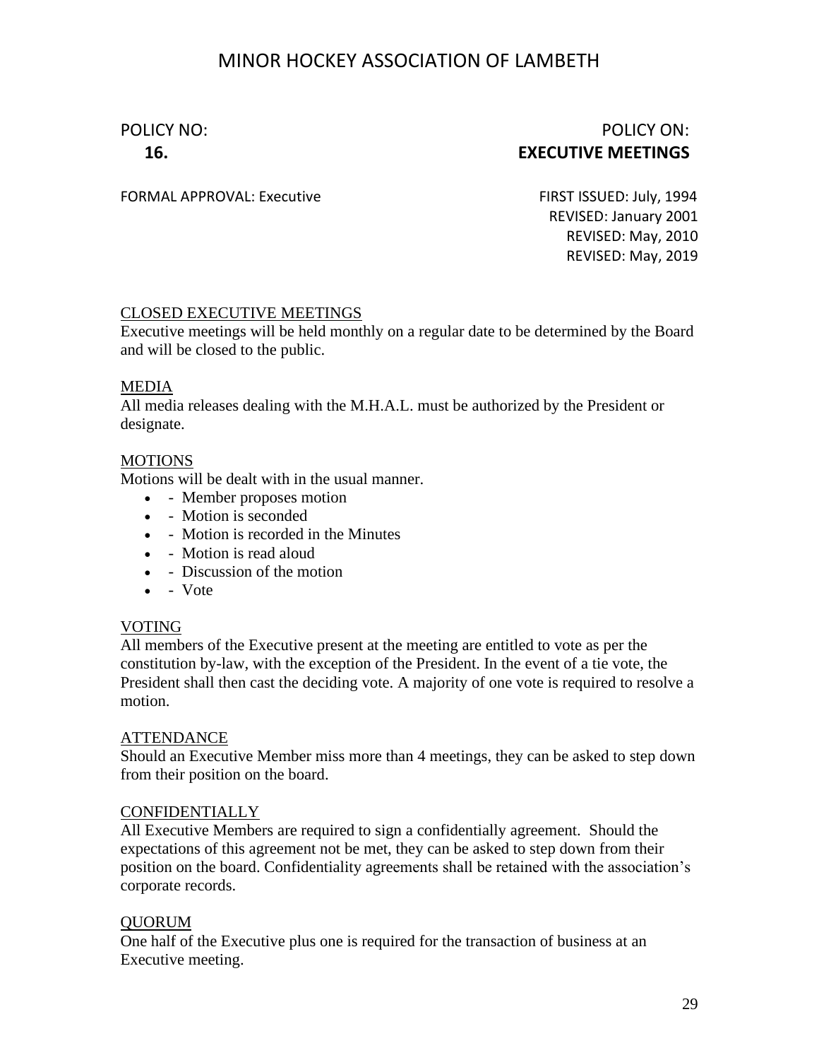# MINOR HOCKEY ASSOCIATION OF LAMBETH

POLICY NO: **16.**

POLICY ON: **EXECUTIVE MEETINGS**

FORMAL APPROVAL: Executive

FIRST ISSUED: July, 1994
REVISED: January 2001
REVISED: May, 2010
REVISED: May, 2019

<u>CLOSED EXECUTIVE MEETINGS</u>
Executive meetings will be held monthly on a regular date to be determined by the Board and will be closed to the public.

<u>MEDIA</u>
All media releases dealing with the M.H.A.L. must be authorized by the President or designate.

<u>MOTIONS</u>
Motions will be dealt with in the usual manner.

- - Member proposes motion
- - Motion is seconded
- - Motion is recorded in the Minutes
- - Motion is read aloud
- - Discussion of the motion
- - Vote

<u>VOTING</u>
All members of the Executive present at the meeting are entitled to vote as per the constitution by-law, with the exception of the President. In the event of a tie vote, the President shall then cast the deciding vote. A majority of one vote is required to resolve a motion.

<u>ATTENDANCE</u>
Should an Executive Member miss more than 4 meetings, they can be asked to step down from their position on the board.

<u>CONFIDENTIALLY</u>
All Executive Members are required to sign a confidentially agreement. Should the expectations of this agreement not be met, they can be asked to step down from their position on the board. Confidentiality agreements shall be retained with the association's corporate records.

<u>QUORUM</u>
One half of the Executive plus one is required for the transaction of business at an Executive meeting.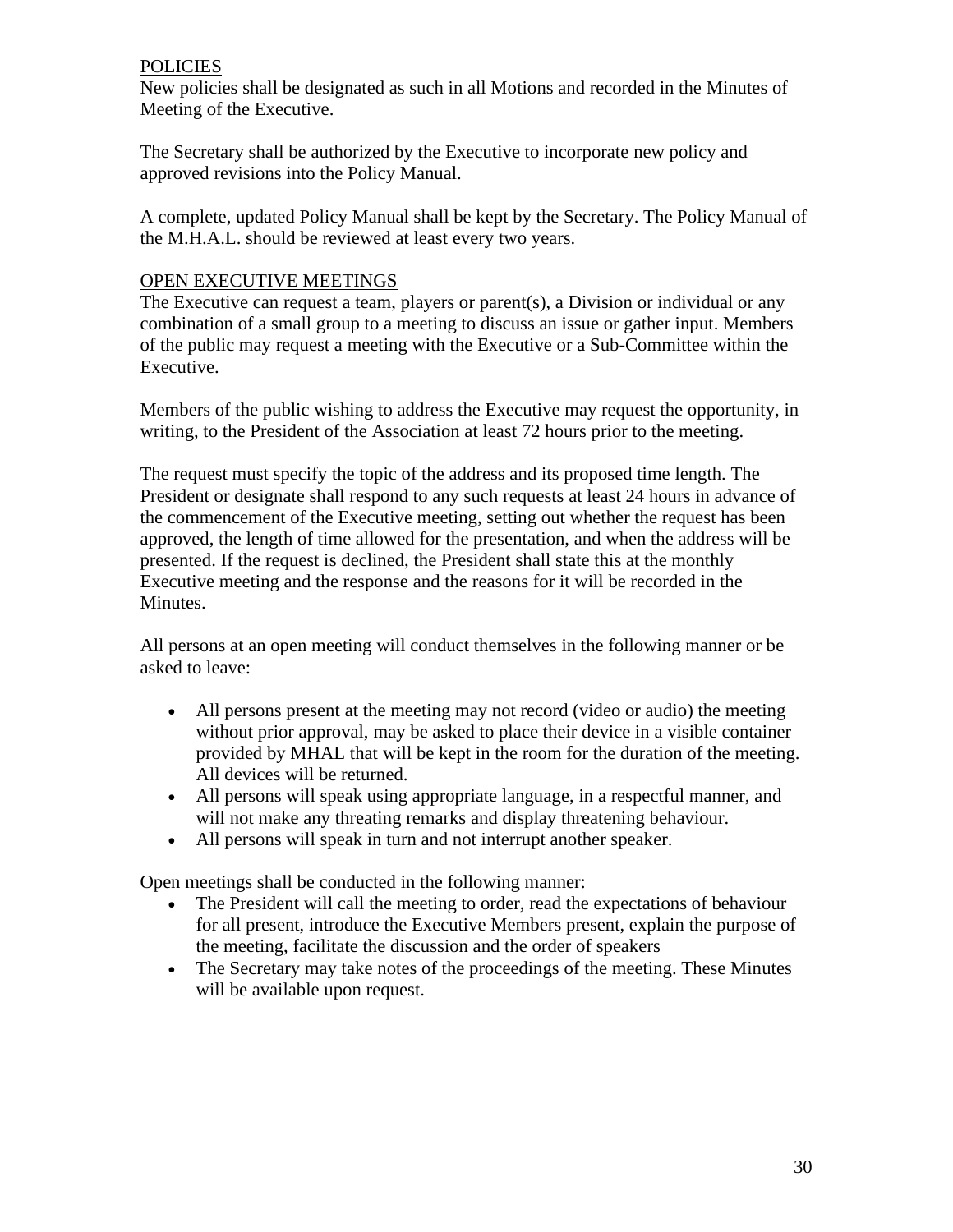## POLICIES

New policies shall be designated as such in all Motions and recorded in the Minutes of Meeting of the Executive.

The Secretary shall be authorized by the Executive to incorporate new policy and approved revisions into the Policy Manual.

A complete, updated Policy Manual shall be kept by the Secretary. The Policy Manual of the M.H.A.L. should be reviewed at least every two years.

## OPEN EXECUTIVE MEETINGS

The Executive can request a team, players or parent(s), a Division or individual or any combination of a small group to a meeting to discuss an issue or gather input. Members of the public may request a meeting with the Executive or a Sub-Committee within the Executive.

Members of the public wishing to address the Executive may request the opportunity, in writing, to the President of the Association at least 72 hours prior to the meeting.

The request must specify the topic of the address and its proposed time length. The President or designate shall respond to any such requests at least 24 hours in advance of the commencement of the Executive meeting, setting out whether the request has been approved, the length of time allowed for the presentation, and when the address will be presented. If the request is declined, the President shall state this at the monthly Executive meeting and the response and the reasons for it will be recorded in the Minutes.

All persons at an open meeting will conduct themselves in the following manner or be asked to leave:

- All persons present at the meeting may not record (video or audio) the meeting without prior approval, may be asked to place their device in a visible container provided by MHAL that will be kept in the room for the duration of the meeting. All devices will be returned.
- All persons will speak using appropriate language, in a respectful manner, and will not make any threating remarks and display threatening behaviour.
- All persons will speak in turn and not interrupt another speaker.

Open meetings shall be conducted in the following manner:

- The President will call the meeting to order, read the expectations of behaviour for all present, introduce the Executive Members present, explain the purpose of the meeting, facilitate the discussion and the order of speakers
- The Secretary may take notes of the proceedings of the meeting. These Minutes will be available upon request.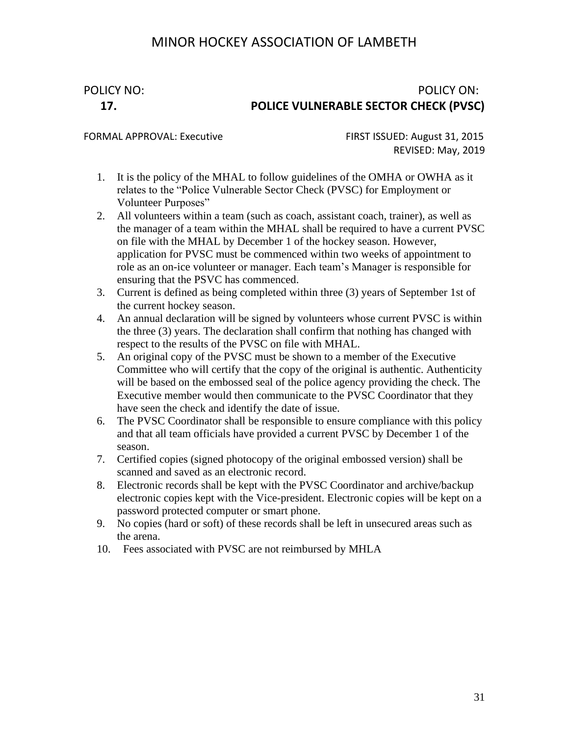# MINOR HOCKEY ASSOCIATION OF LAMBETH

POLICY NO: **17.**

POLICY ON: **POLICE VULNERABLE SECTOR CHECK (PVSC)**

FORMAL APPROVAL: Executive

FIRST ISSUED: August 31, 2015
REVISED: May, 2019

1. It is the policy of the MHAL to follow guidelines of the OMHA or OWHA as it relates to the "Police Vulnerable Sector Check (PVSC) for Employment or Volunteer Purposes"
2. All volunteers within a team (such as coach, assistant coach, trainer), as well as the manager of a team within the MHAL shall be required to have a current PVSC on file with the MHAL by December 1 of the hockey season. However, application for PVSC must be commenced within two weeks of appointment to role as an on-ice volunteer or manager. Each team's Manager is responsible for ensuring that the PSVC has commenced.
3. Current is defined as being completed within three (3) years of September 1st of the current hockey season.
4. An annual declaration will be signed by volunteers whose current PVSC is within the three (3) years. The declaration shall confirm that nothing has changed with respect to the results of the PVSC on file with MHAL.
5. An original copy of the PVSC must be shown to a member of the Executive Committee who will certify that the copy of the original is authentic. Authenticity will be based on the embossed seal of the police agency providing the check. The Executive member would then communicate to the PVSC Coordinator that they have seen the check and identify the date of issue.
6. The PVSC Coordinator shall be responsible to ensure compliance with this policy and that all team officials have provided a current PVSC by December 1 of the season.
7. Certified copies (signed photocopy of the original embossed version) shall be scanned and saved as an electronic record.
8. Electronic records shall be kept with the PVSC Coordinator and archive/backup electronic copies kept with the Vice-president. Electronic copies will be kept on a password protected computer or smart phone.
9. No copies (hard or soft) of these records shall be left in unsecured areas such as the arena.
10. Fees associated with PVSC are not reimbursed by MHLA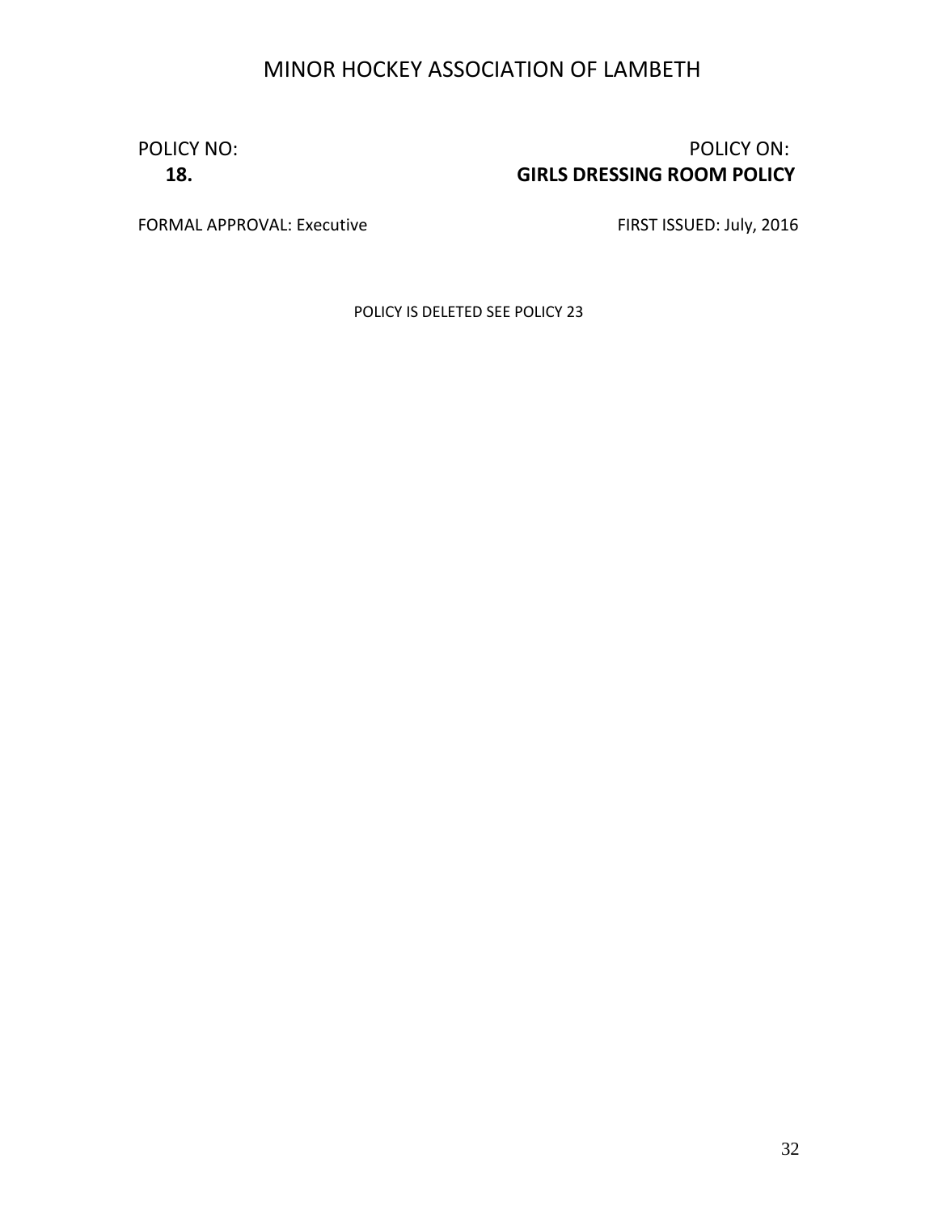# MINOR HOCKEY ASSOCIATION OF LAMBETH

POLICY NO: **18.**

POLICY ON: **GIRLS DRESSING ROOM POLICY**

FORMAL APPROVAL: Executive

FIRST ISSUED: July, 2016

POLICY IS DELETED SEE POLICY 23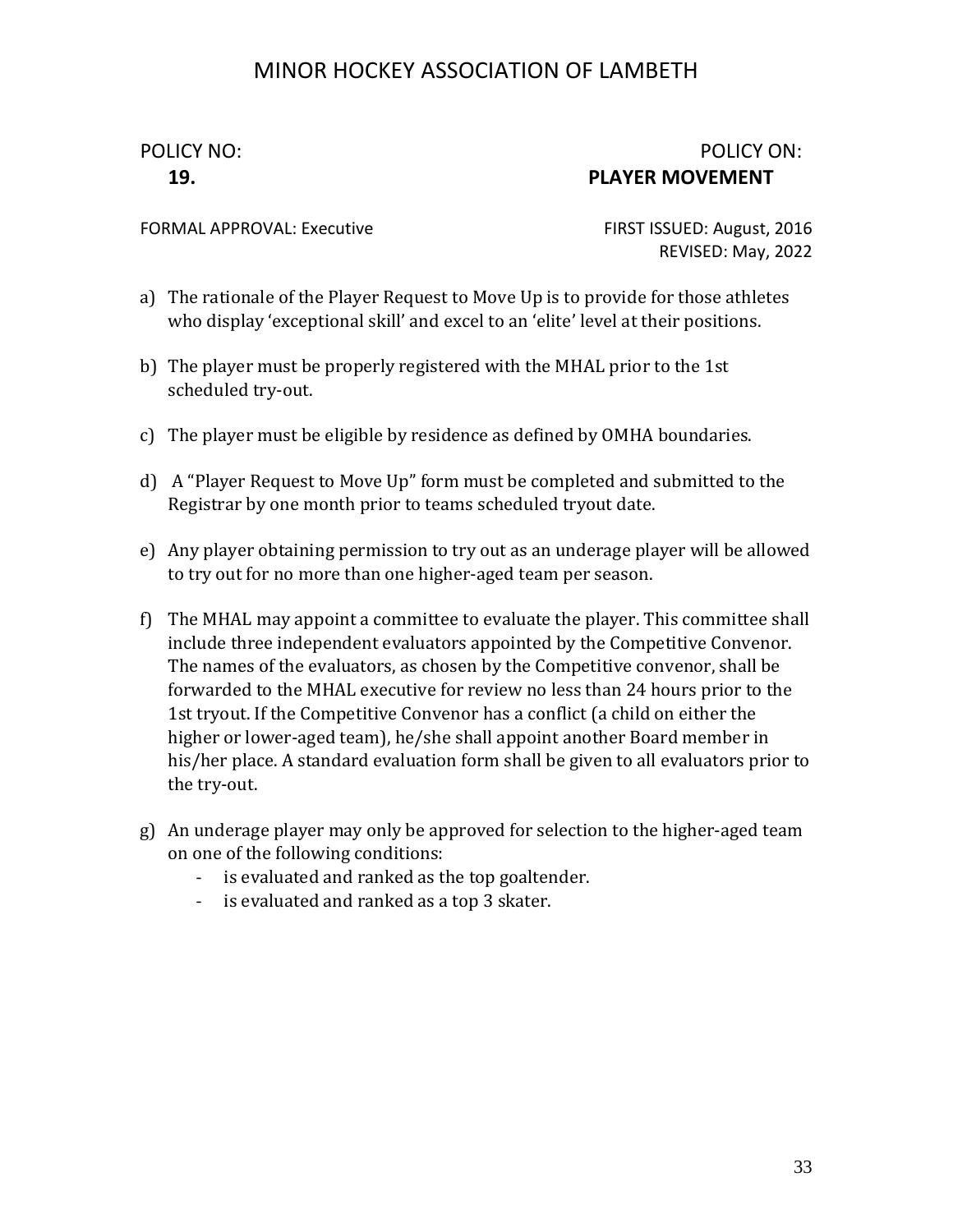# MINOR HOCKEY ASSOCIATION OF LAMBETH

POLICY NO: **19.**

POLICY ON: **PLAYER MOVEMENT**

FORMAL APPROVAL: Executive

FIRST ISSUED: August, 2016
REVISED: May, 2022

a) The rationale of the Player Request to Move Up is to provide for those athletes who display 'exceptional skill' and excel to an 'elite' level at their positions.

b) The player must be properly registered with the MHAL prior to the 1st scheduled try-out.

c) The player must be eligible by residence as defined by OMHA boundaries.

d) A "Player Request to Move Up" form must be completed and submitted to the Registrar by one month prior to teams scheduled tryout date.

e) Any player obtaining permission to try out as an underage player will be allowed to try out for no more than one higher-aged team per season.

f) The MHAL may appoint a committee to evaluate the player. This committee shall include three independent evaluators appointed by the Competitive Convenor. The names of the evaluators, as chosen by the Competitive convenor, shall be forwarded to the MHAL executive for review no less than 24 hours prior to the 1st tryout. If the Competitive Convenor has a conflict (a child on either the higher or lower-aged team), he/she shall appoint another Board member in his/her place. A standard evaluation form shall be given to all evaluators prior to the try-out.

g) An underage player may only be approved for selection to the higher-aged team on one of the following conditions:
   - is evaluated and ranked as the top goaltender.
   - is evaluated and ranked as a top 3 skater.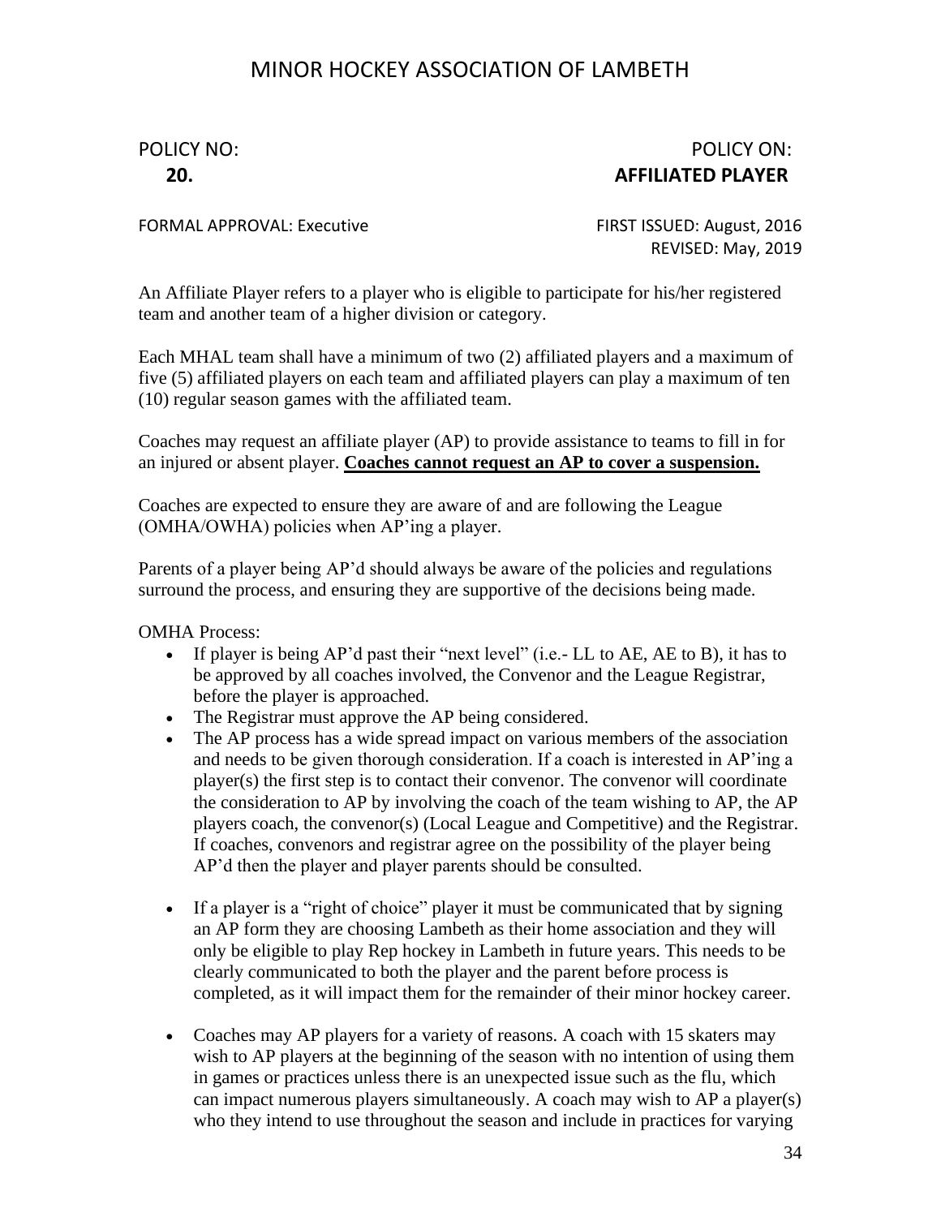# MINOR HOCKEY ASSOCIATION OF LAMBETH

POLICY NO: **20.**

POLICY ON: **AFFILIATED PLAYER**

FORMAL APPROVAL: Executive

FIRST ISSUED: August, 2016
REVISED: May, 2019

An Affiliate Player refers to a player who is eligible to participate for his/her registered team and another team of a higher division or category.

Each MHAL team shall have a minimum of two (2) affiliated players and a maximum of five (5) affiliated players on each team and affiliated players can play a maximum of ten (10) regular season games with the affiliated team.

Coaches may request an affiliate player (AP) to provide assistance to teams to fill in for an injured or absent player. **Coaches cannot request an AP to cover a suspension.**

Coaches are expected to ensure they are aware of and are following the League (OMHA/OWHA) policies when AP'ing a player.

Parents of a player being AP'd should always be aware of the policies and regulations surround the process, and ensuring they are supportive of the decisions being made.

OMHA Process:

- If player is being AP'd past their "next level" (i.e.- LL to AE, AE to B), it has to be approved by all coaches involved, the Convenor and the League Registrar, before the player is approached.
- The Registrar must approve the AP being considered.
- The AP process has a wide spread impact on various members of the association and needs to be given thorough consideration. If a coach is interested in AP'ing a player(s) the first step is to contact their convenor. The convenor will coordinate the consideration to AP by involving the coach of the team wishing to AP, the AP players coach, the convenor(s) (Local League and Competitive) and the Registrar. If coaches, convenors and registrar agree on the possibility of the player being AP'd then the player and player parents should be consulted.
- If a player is a "right of choice" player it must be communicated that by signing an AP form they are choosing Lambeth as their home association and they will only be eligible to play Rep hockey in Lambeth in future years. This needs to be clearly communicated to both the player and the parent before process is completed, as it will impact them for the remainder of their minor hockey career.
- Coaches may AP players for a variety of reasons. A coach with 15 skaters may wish to AP players at the beginning of the season with no intention of using them in games or practices unless there is an unexpected issue such as the flu, which can impact numerous players simultaneously. A coach may wish to AP a player(s) who they intend to use throughout the season and include in practices for varying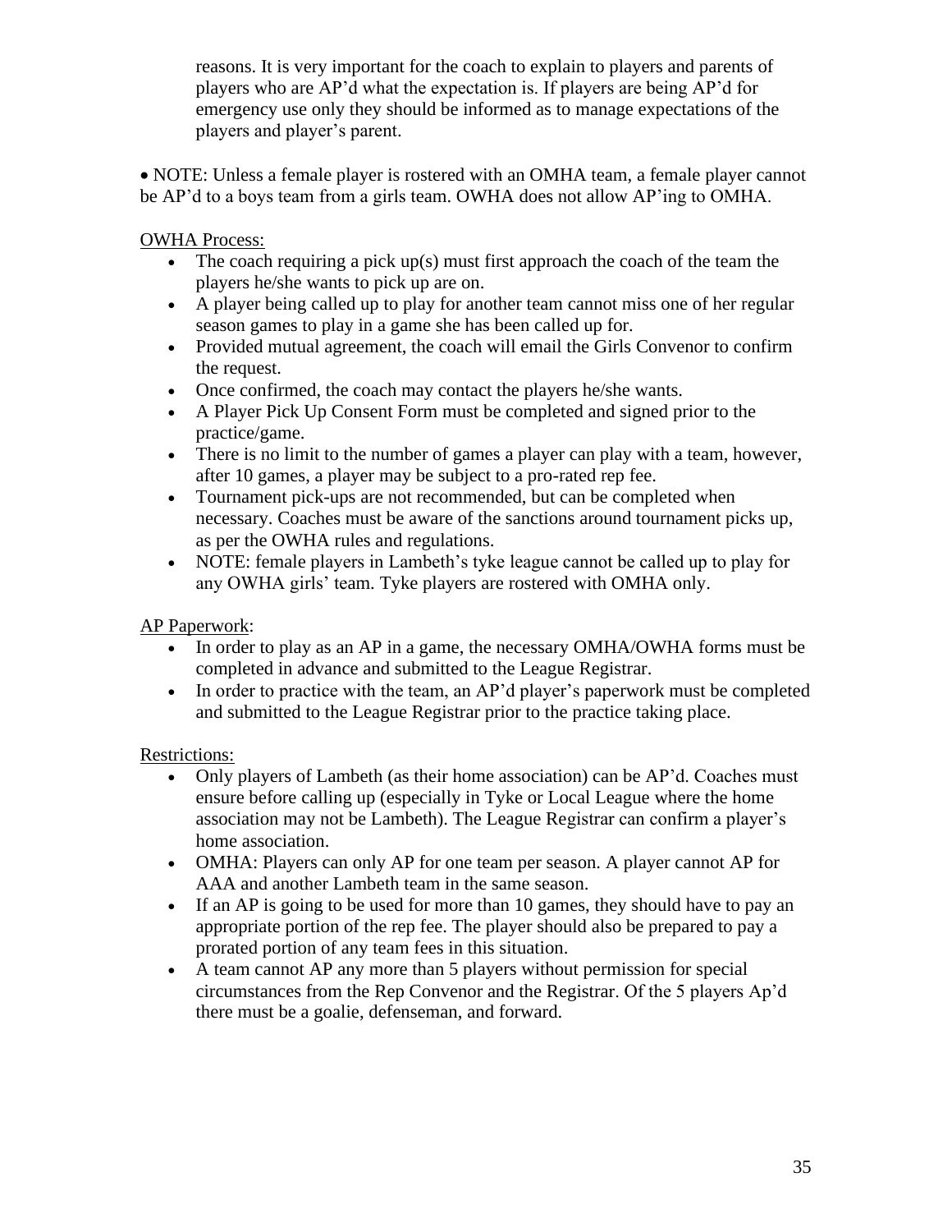reasons. It is very important for the coach to explain to players and parents of players who are AP'd what the expectation is. If players are being AP'd for emergency use only they should be informed as to manage expectations of the players and player's parent.

- NOTE: Unless a female player is rostered with an OMHA team, a female player cannot be AP'd to a boys team from a girls team. OWHA does not allow AP'ing to OMHA.

<u>OWHA Process:</u>

- The coach requiring a pick up(s) must first approach the coach of the team the players he/she wants to pick up are on.
- A player being called up to play for another team cannot miss one of her regular season games to play in a game she has been called up for.
- Provided mutual agreement, the coach will email the Girls Convenor to confirm the request.
- Once confirmed, the coach may contact the players he/she wants.
- A Player Pick Up Consent Form must be completed and signed prior to the practice/game.
- There is no limit to the number of games a player can play with a team, however, after 10 games, a player may be subject to a pro-rated rep fee.
- Tournament pick-ups are not recommended, but can be completed when necessary. Coaches must be aware of the sanctions around tournament picks up, as per the OWHA rules and regulations.
- NOTE: female players in Lambeth's tyke league cannot be called up to play for any OWHA girls' team. Tyke players are rostered with OMHA only.

<u>AP Paperwork</u>:

- In order to play as an AP in a game, the necessary OMHA/OWHA forms must be completed in advance and submitted to the League Registrar.
- In order to practice with the team, an AP'd player's paperwork must be completed and submitted to the League Registrar prior to the practice taking place.

<u>Restrictions:</u>

- Only players of Lambeth (as their home association) can be AP'd. Coaches must ensure before calling up (especially in Tyke or Local League where the home association may not be Lambeth). The League Registrar can confirm a player's home association.
- OMHA: Players can only AP for one team per season. A player cannot AP for AAA and another Lambeth team in the same season.
- If an AP is going to be used for more than 10 games, they should have to pay an appropriate portion of the rep fee. The player should also be prepared to pay a prorated portion of any team fees in this situation.
- A team cannot AP any more than 5 players without permission for special circumstances from the Rep Convenor and the Registrar. Of the 5 players Ap'd there must be a goalie, defenseman, and forward.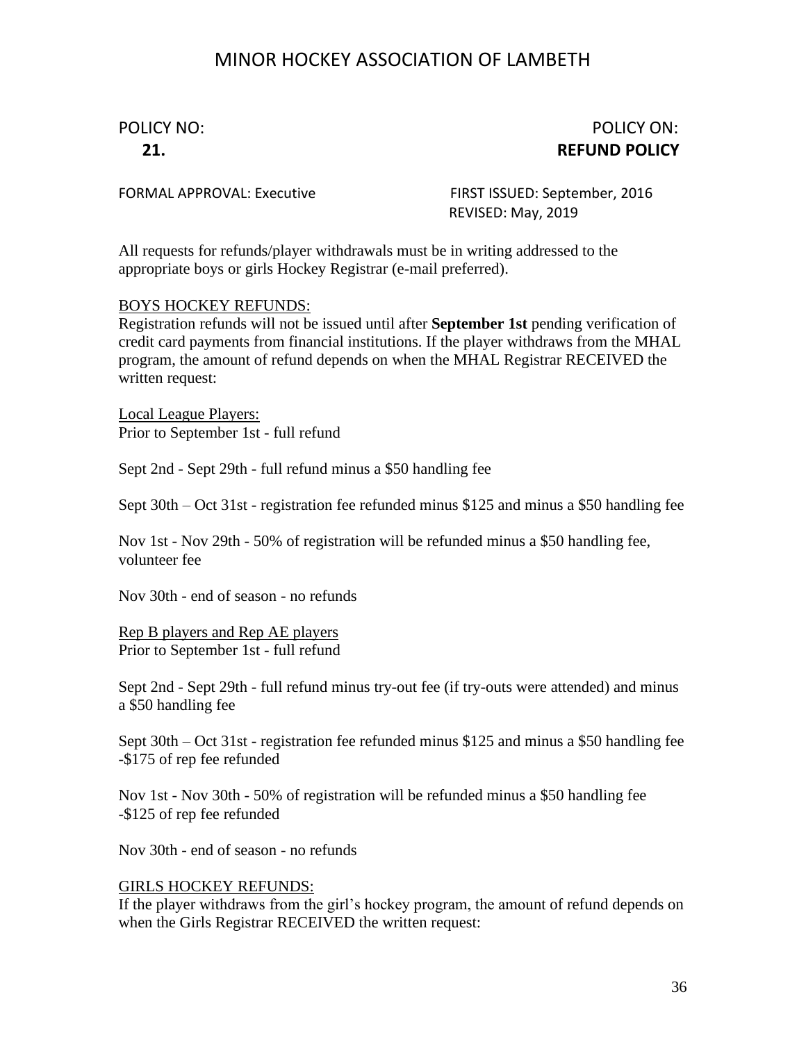# MINOR HOCKEY ASSOCIATION OF LAMBETH

POLICY NO: **21.**

POLICY ON: **REFUND POLICY**

FORMAL APPROVAL: Executive

FIRST ISSUED: September, 2016
REVISED: May, 2019

All requests for refunds/player withdrawals must be in writing addressed to the appropriate boys or girls Hockey Registrar (e-mail preferred).

BOYS HOCKEY REFUNDS:

Registration refunds will not be issued until after **September 1st** pending verification of credit card payments from financial institutions. If the player withdraws from the MHAL program, the amount of refund depends on when the MHAL Registrar RECEIVED the written request:

Local League Players:
Prior to September 1st - full refund

Sept 2nd - Sept 29th - full refund minus a $50 handling fee

Sept 30th – Oct 31st - registration fee refunded minus $125 and minus a $50 handling fee

Nov 1st - Nov 29th - 50% of registration will be refunded minus a $50 handling fee, volunteer fee

Nov 30th - end of season - no refunds

Rep B players and Rep AE players
Prior to September 1st - full refund

Sept 2nd - Sept 29th - full refund minus try-out fee (if try-outs were attended) and minus a $50 handling fee

Sept 30th – Oct 31st - registration fee refunded minus $125 and minus a $50 handling fee -$175 of rep fee refunded

Nov 1st - Nov 30th - 50% of registration will be refunded minus a $50 handling fee -$125 of rep fee refunded

Nov 30th - end of season - no refunds

GIRLS HOCKEY REFUNDS:

If the player withdraws from the girl's hockey program, the amount of refund depends on when the Girls Registrar RECEIVED the written request: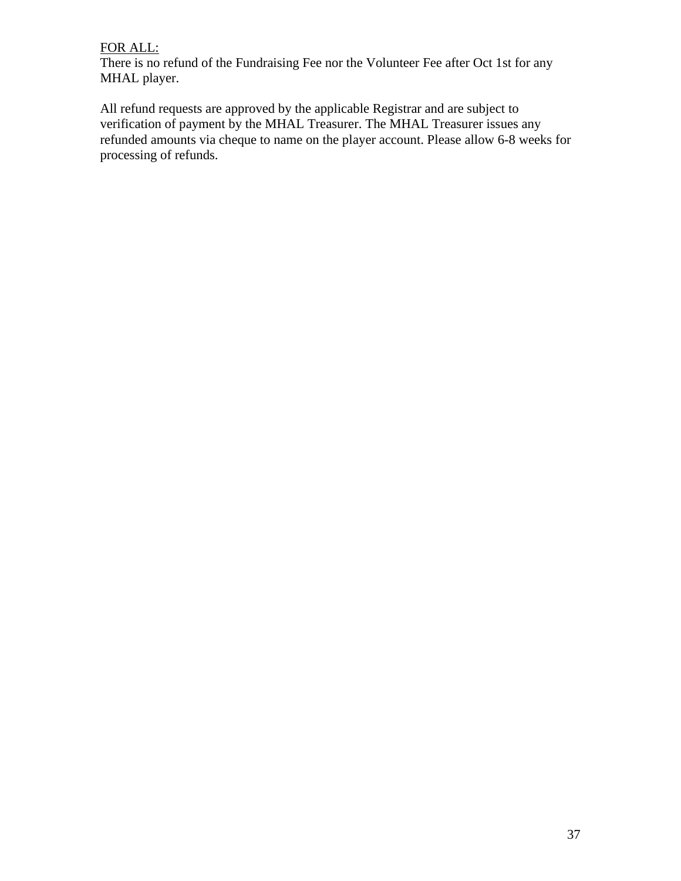<u>FOR ALL:</u>
There is no refund of the Fundraising Fee nor the Volunteer Fee after Oct 1st for any MHAL player.

All refund requests are approved by the applicable Registrar and are subject to verification of payment by the MHAL Treasurer. The MHAL Treasurer issues any refunded amounts via cheque to name on the player account. Please allow 6-8 weeks for processing of refunds.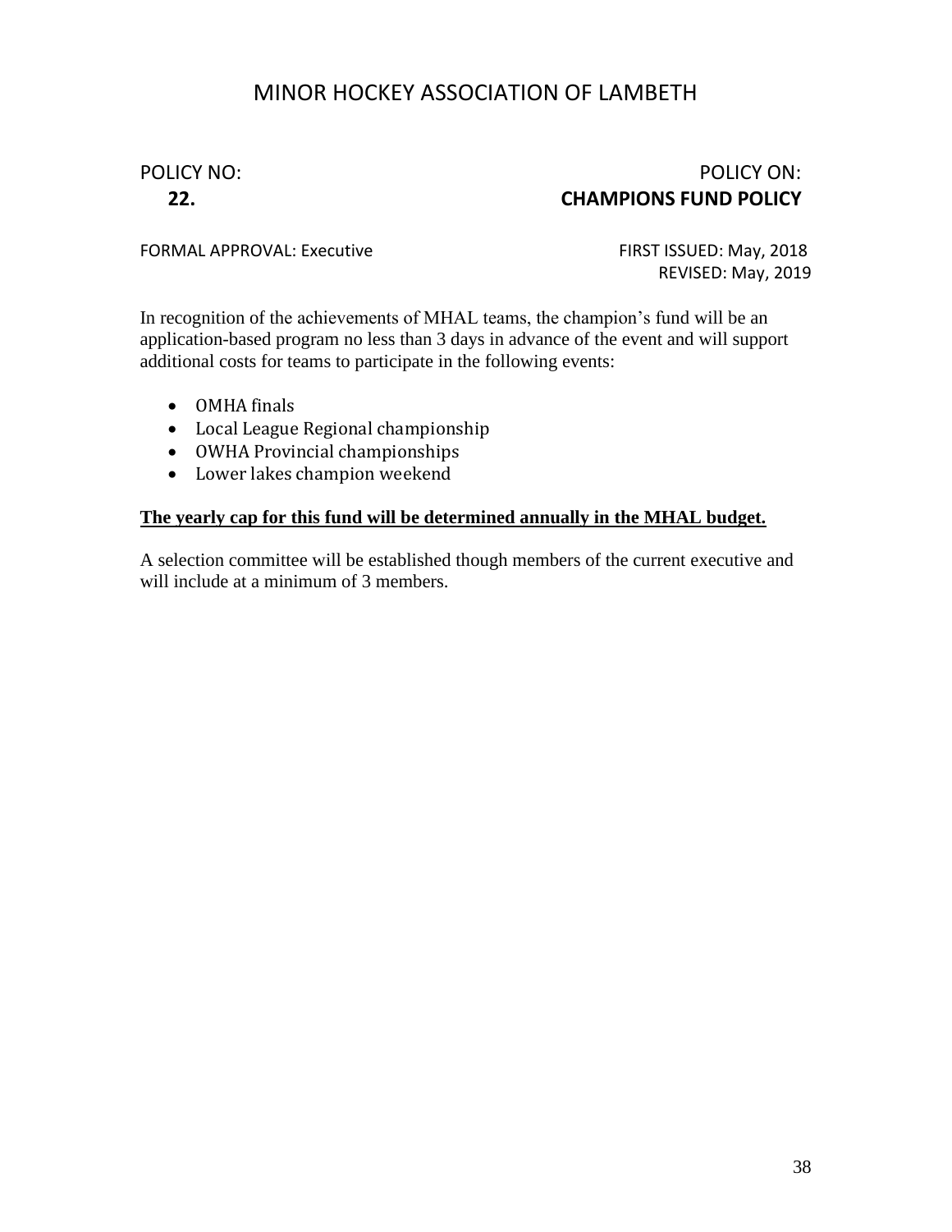# MINOR HOCKEY ASSOCIATION OF LAMBETH

POLICY NO: **22.**

POLICY ON: **CHAMPIONS FUND POLICY**

FORMAL APPROVAL: Executive

FIRST ISSUED: May, 2018
REVISED: May, 2019

In recognition of the achievements of MHAL teams, the champion's fund will be an application-based program no less than 3 days in advance of the event and will support additional costs for teams to participate in the following events:

- OMHA finals
- Local League Regional championship
- OWHA Provincial championships
- Lower lakes champion weekend

**<u>The yearly cap for this fund will be determined annually in the MHAL budget.</u>**

A selection committee will be established though members of the current executive and will include at a minimum of 3 members.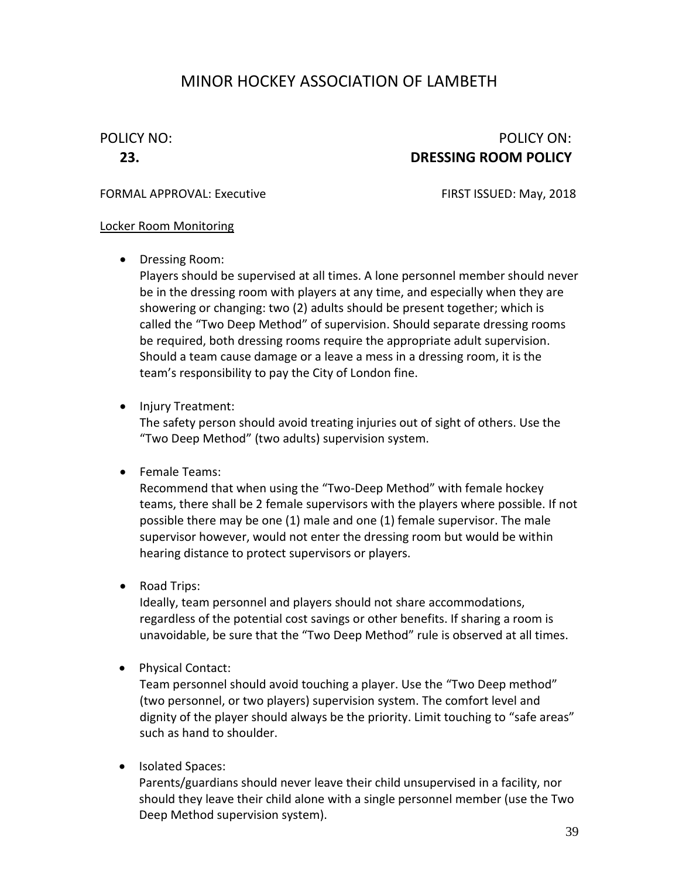# MINOR HOCKEY ASSOCIATION OF LAMBETH

POLICY NO: **23.**

POLICY ON: **DRESSING ROOM POLICY**

FORMAL APPROVAL: Executive

FIRST ISSUED: May, 2018

Locker Room Monitoring

- Dressing Room:
  Players should be supervised at all times. A lone personnel member should never be in the dressing room with players at any time, and especially when they are showering or changing: two (2) adults should be present together; which is called the "Two Deep Method" of supervision. Should separate dressing rooms be required, both dressing rooms require the appropriate adult supervision. Should a team cause damage or a leave a mess in a dressing room, it is the team's responsibility to pay the City of London fine.

- Injury Treatment:
  The safety person should avoid treating injuries out of sight of others. Use the "Two Deep Method" (two adults) supervision system.

- Female Teams:
  Recommend that when using the "Two-Deep Method" with female hockey teams, there shall be 2 female supervisors with the players where possible. If not possible there may be one (1) male and one (1) female supervisor. The male supervisor however, would not enter the dressing room but would be within hearing distance to protect supervisors or players.

- Road Trips:
  Ideally, team personnel and players should not share accommodations, regardless of the potential cost savings or other benefits. If sharing a room is unavoidable, be sure that the "Two Deep Method" rule is observed at all times.

- Physical Contact:
  Team personnel should avoid touching a player. Use the "Two Deep method" (two personnel, or two players) supervision system. The comfort level and dignity of the player should always be the priority. Limit touching to "safe areas" such as hand to shoulder.

- Isolated Spaces:
  Parents/guardians should never leave their child unsupervised in a facility, nor should they leave their child alone with a single personnel member (use the Two Deep Method supervision system).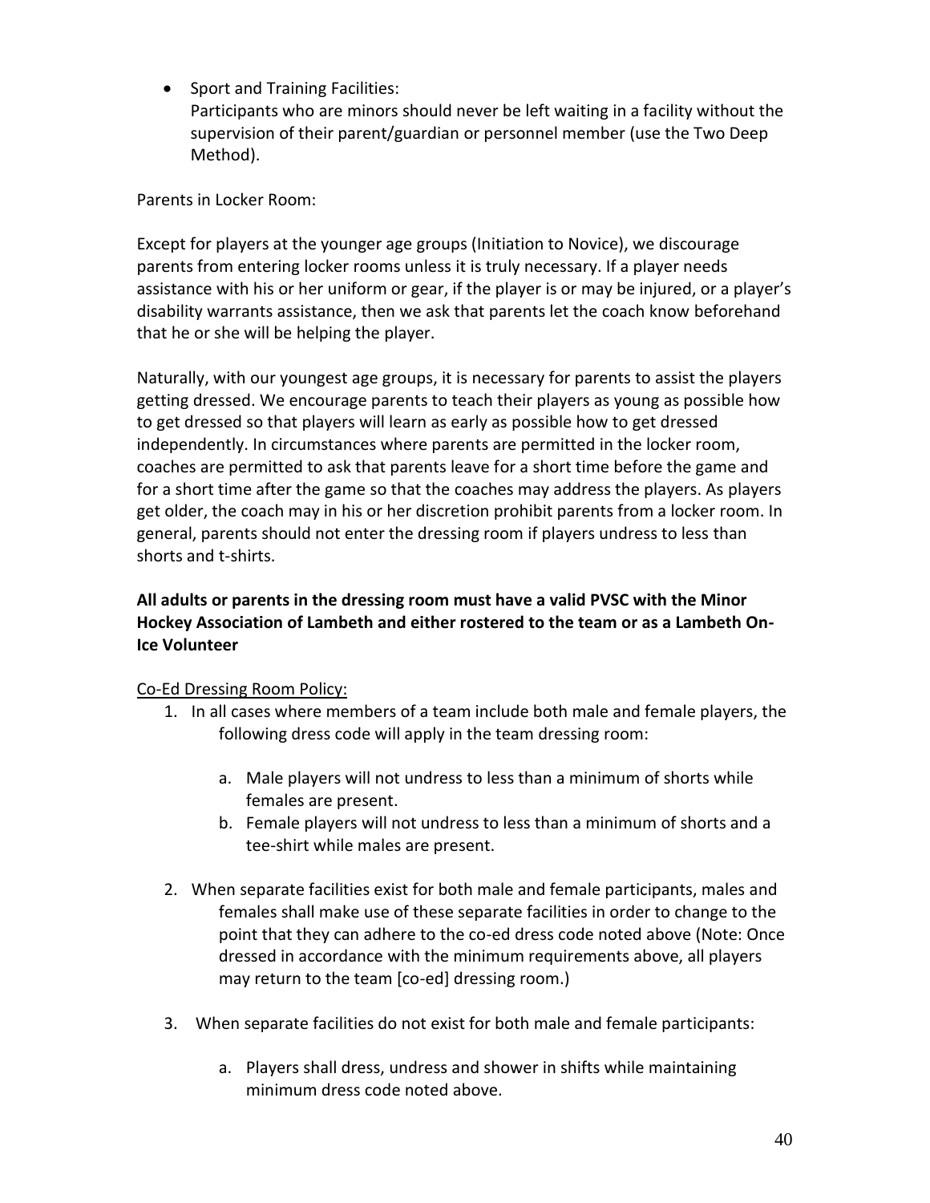- Sport and Training Facilities:
  Participants who are minors should never be left waiting in a facility without the supervision of their parent/guardian or personnel member (use the Two Deep Method).

Parents in Locker Room:

Except for players at the younger age groups (Initiation to Novice), we discourage parents from entering locker rooms unless it is truly necessary. If a player needs assistance with his or her uniform or gear, if the player is or may be injured, or a player's disability warrants assistance, then we ask that parents let the coach know beforehand that he or she will be helping the player.

Naturally, with our youngest age groups, it is necessary for parents to assist the players getting dressed. We encourage parents to teach their players as young as possible how to get dressed so that players will learn as early as possible how to get dressed independently. In circumstances where parents are permitted in the locker room, coaches are permitted to ask that parents leave for a short time before the game and for a short time after the game so that the coaches may address the players. As players get older, the coach may in his or her discretion prohibit parents from a locker room. In general, parents should not enter the dressing room if players undress to less than shorts and t-shirts.

**All adults or parents in the dressing room must have a valid PVSC with the Minor Hockey Association of Lambeth and either rostered to the team or as a Lambeth On-Ice Volunteer**

<u>Co-Ed Dressing Room Policy:</u>

1. In all cases where members of a team include both male and female players, the following dress code will apply in the team dressing room:
   a. Male players will not undress to less than a minimum of shorts while females are present.
   b. Female players will not undress to less than a minimum of shorts and a tee-shirt while males are present.
2. When separate facilities exist for both male and female participants, males and females shall make use of these separate facilities in order to change to the point that they can adhere to the co-ed dress code noted above (Note: Once dressed in accordance with the minimum requirements above, all players may return to the team [co-ed] dressing room.)
3. When separate facilities do not exist for both male and female participants:
   a. Players shall dress, undress and shower in shifts while maintaining minimum dress code noted above.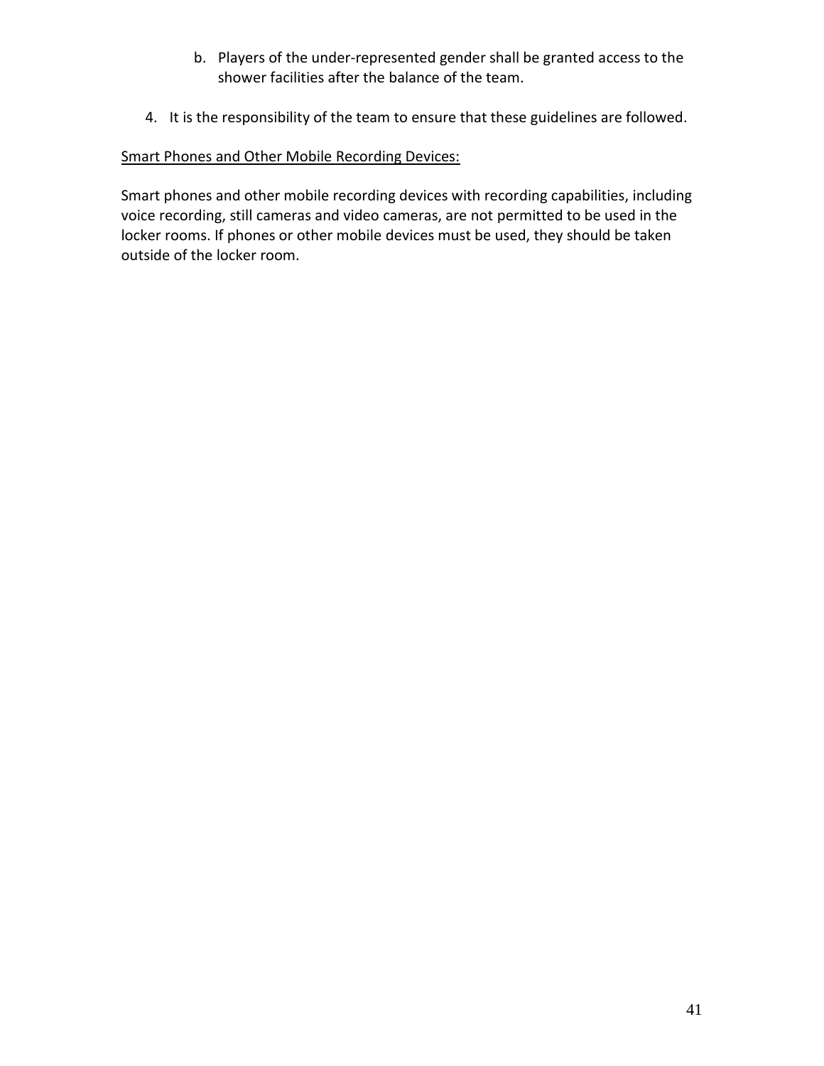b. Players of the under-represented gender shall be granted access to the shower facilities after the balance of the team.

4. It is the responsibility of the team to ensure that these guidelines are followed.

Smart Phones and Other Mobile Recording Devices:

Smart phones and other mobile recording devices with recording capabilities, including voice recording, still cameras and video cameras, are not permitted to be used in the locker rooms. If phones or other mobile devices must be used, they should be taken outside of the locker room.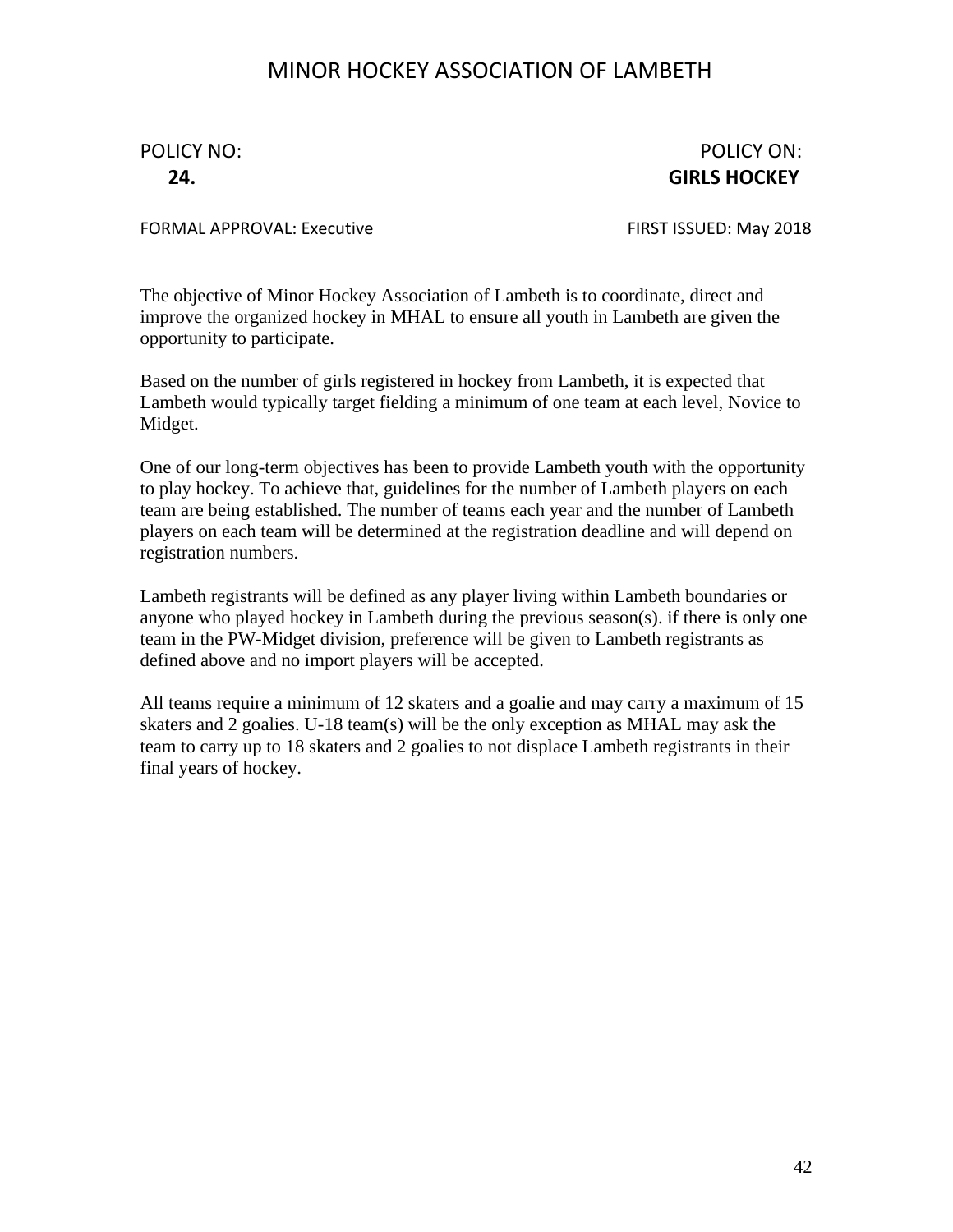# MINOR HOCKEY ASSOCIATION OF LAMBETH

POLICY NO: **24.**

POLICY ON: **GIRLS HOCKEY**

FORMAL APPROVAL: Executive

FIRST ISSUED: May 2018

The objective of Minor Hockey Association of Lambeth is to coordinate, direct and improve the organized hockey in MHAL to ensure all youth in Lambeth are given the opportunity to participate.

Based on the number of girls registered in hockey from Lambeth, it is expected that Lambeth would typically target fielding a minimum of one team at each level, Novice to Midget.

One of our long-term objectives has been to provide Lambeth youth with the opportunity to play hockey. To achieve that, guidelines for the number of Lambeth players on each team are being established. The number of teams each year and the number of Lambeth players on each team will be determined at the registration deadline and will depend on registration numbers.

Lambeth registrants will be defined as any player living within Lambeth boundaries or anyone who played hockey in Lambeth during the previous season(s). if there is only one team in the PW-Midget division, preference will be given to Lambeth registrants as defined above and no import players will be accepted.

All teams require a minimum of 12 skaters and a goalie and may carry a maximum of 15 skaters and 2 goalies. U-18 team(s) will be the only exception as MHAL may ask the team to carry up to 18 skaters and 2 goalies to not displace Lambeth registrants in their final years of hockey.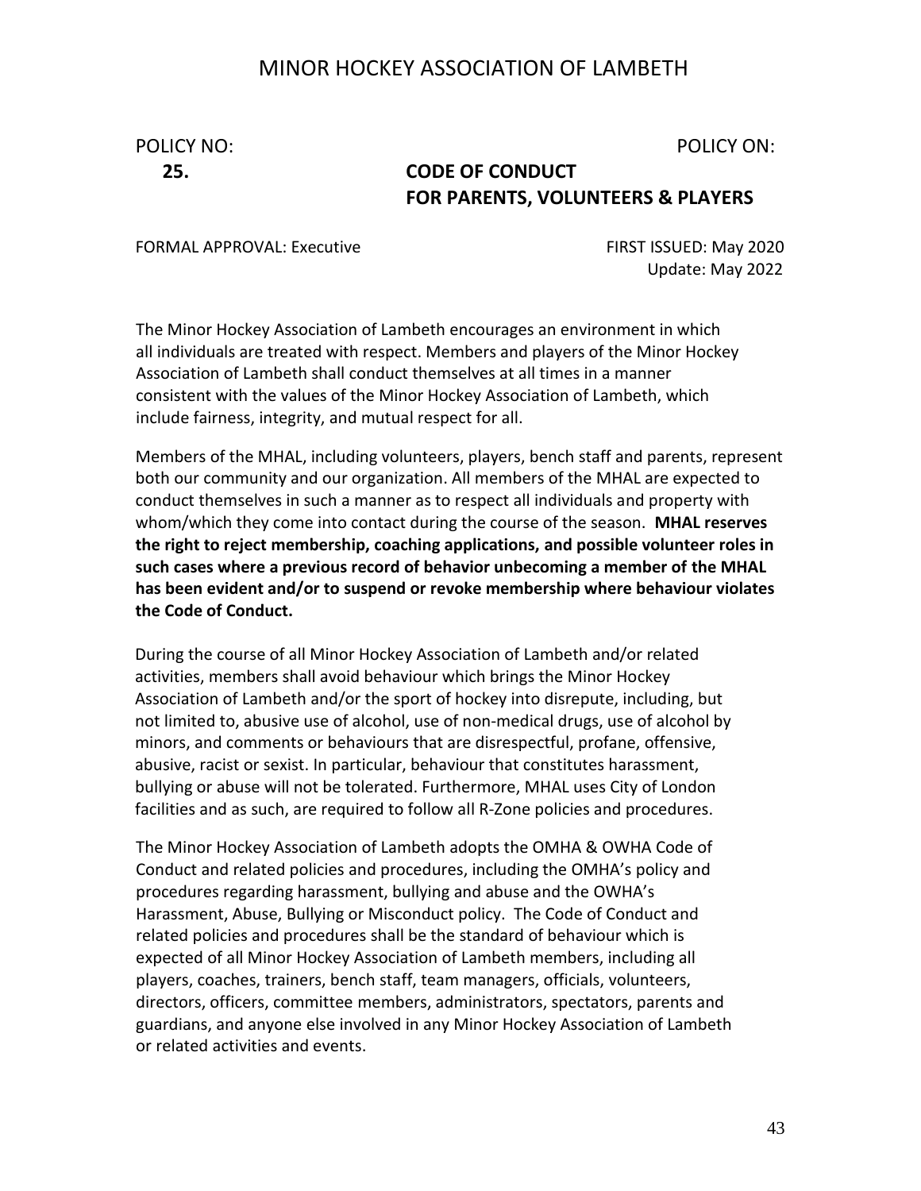# MINOR HOCKEY ASSOCIATION OF LAMBETH

POLICY NO: **25.**

POLICY ON: **CODE OF CONDUCT FOR PARENTS, VOLUNTEERS & PLAYERS**

FORMAL APPROVAL: Executive

FIRST ISSUED: May 2020
Update: May 2022

The Minor Hockey Association of Lambeth encourages an environment in which all individuals are treated with respect. Members and players of the Minor Hockey Association of Lambeth shall conduct themselves at all times in a manner consistent with the values of the Minor Hockey Association of Lambeth, which include fairness, integrity, and mutual respect for all.

Members of the MHAL, including volunteers, players, bench staff and parents, represent both our community and our organization. All members of the MHAL are expected to conduct themselves in such a manner as to respect all individuals and property with whom/which they come into contact during the course of the season. **MHAL reserves the right to reject membership, coaching applications, and possible volunteer roles in such cases where a previous record of behavior unbecoming a member of the MHAL has been evident and/or to suspend or revoke membership where behaviour violates the Code of Conduct.**

During the course of all Minor Hockey Association of Lambeth and/or related activities, members shall avoid behaviour which brings the Minor Hockey Association of Lambeth and/or the sport of hockey into disrepute, including, but not limited to, abusive use of alcohol, use of non-medical drugs, use of alcohol by minors, and comments or behaviours that are disrespectful, profane, offensive, abusive, racist or sexist. In particular, behaviour that constitutes harassment, bullying or abuse will not be tolerated. Furthermore, MHAL uses City of London facilities and as such, are required to follow all R-Zone policies and procedures.

The Minor Hockey Association of Lambeth adopts the OMHA & OWHA Code of Conduct and related policies and procedures, including the OMHA's policy and procedures regarding harassment, bullying and abuse and the OWHA's Harassment, Abuse, Bullying or Misconduct policy. The Code of Conduct and related policies and procedures shall be the standard of behaviour which is expected of all Minor Hockey Association of Lambeth members, including all players, coaches, trainers, bench staff, team managers, officials, volunteers, directors, officers, committee members, administrators, spectators, parents and guardians, and anyone else involved in any Minor Hockey Association of Lambeth or related activities and events.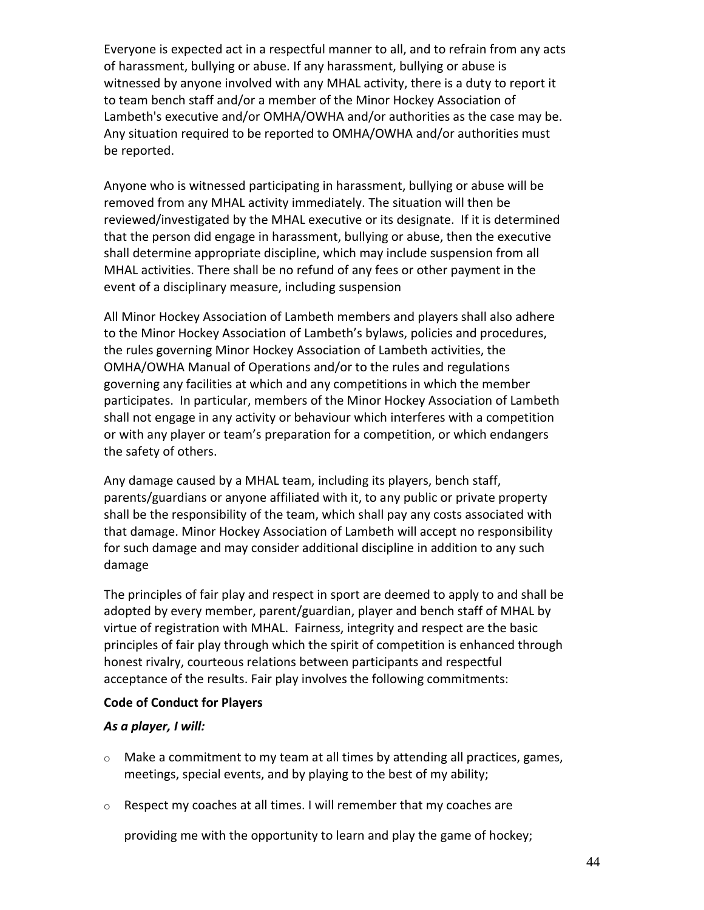Everyone is expected act in a respectful manner to all, and to refrain from any acts of harassment, bullying or abuse. If any harassment, bullying or abuse is witnessed by anyone involved with any MHAL activity, there is a duty to report it to team bench staff and/or a member of the Minor Hockey Association of Lambeth's executive and/or OMHA/OWHA and/or authorities as the case may be. Any situation required to be reported to OMHA/OWHA and/or authorities must be reported.

Anyone who is witnessed participating in harassment, bullying or abuse will be removed from any MHAL activity immediately. The situation will then be reviewed/investigated by the MHAL executive or its designate. If it is determined that the person did engage in harassment, bullying or abuse, then the executive shall determine appropriate discipline, which may include suspension from all MHAL activities. There shall be no refund of any fees or other payment in the event of a disciplinary measure, including suspension

All Minor Hockey Association of Lambeth members and players shall also adhere to the Minor Hockey Association of Lambeth's bylaws, policies and procedures, the rules governing Minor Hockey Association of Lambeth activities, the OMHA/OWHA Manual of Operations and/or to the rules and regulations governing any facilities at which and any competitions in which the member participates. In particular, members of the Minor Hockey Association of Lambeth shall not engage in any activity or behaviour which interferes with a competition or with any player or team's preparation for a competition, or which endangers the safety of others.

Any damage caused by a MHAL team, including its players, bench staff, parents/guardians or anyone affiliated with it, to any public or private property shall be the responsibility of the team, which shall pay any costs associated with that damage. Minor Hockey Association of Lambeth will accept no responsibility for such damage and may consider additional discipline in addition to any such damage

The principles of fair play and respect in sport are deemed to apply to and shall be adopted by every member, parent/guardian, player and bench staff of MHAL by virtue of registration with MHAL. Fairness, integrity and respect are the basic principles of fair play through which the spirit of competition is enhanced through honest rivalry, courteous relations between participants and respectful acceptance of the results. Fair play involves the following commitments:

**Code of Conduct for Players**

***As a player, I will:***

- Make a commitment to my team at all times by attending all practices, games, meetings, special events, and by playing to the best of my ability;
- Respect my coaches at all times. I will remember that my coaches are providing me with the opportunity to learn and play the game of hockey;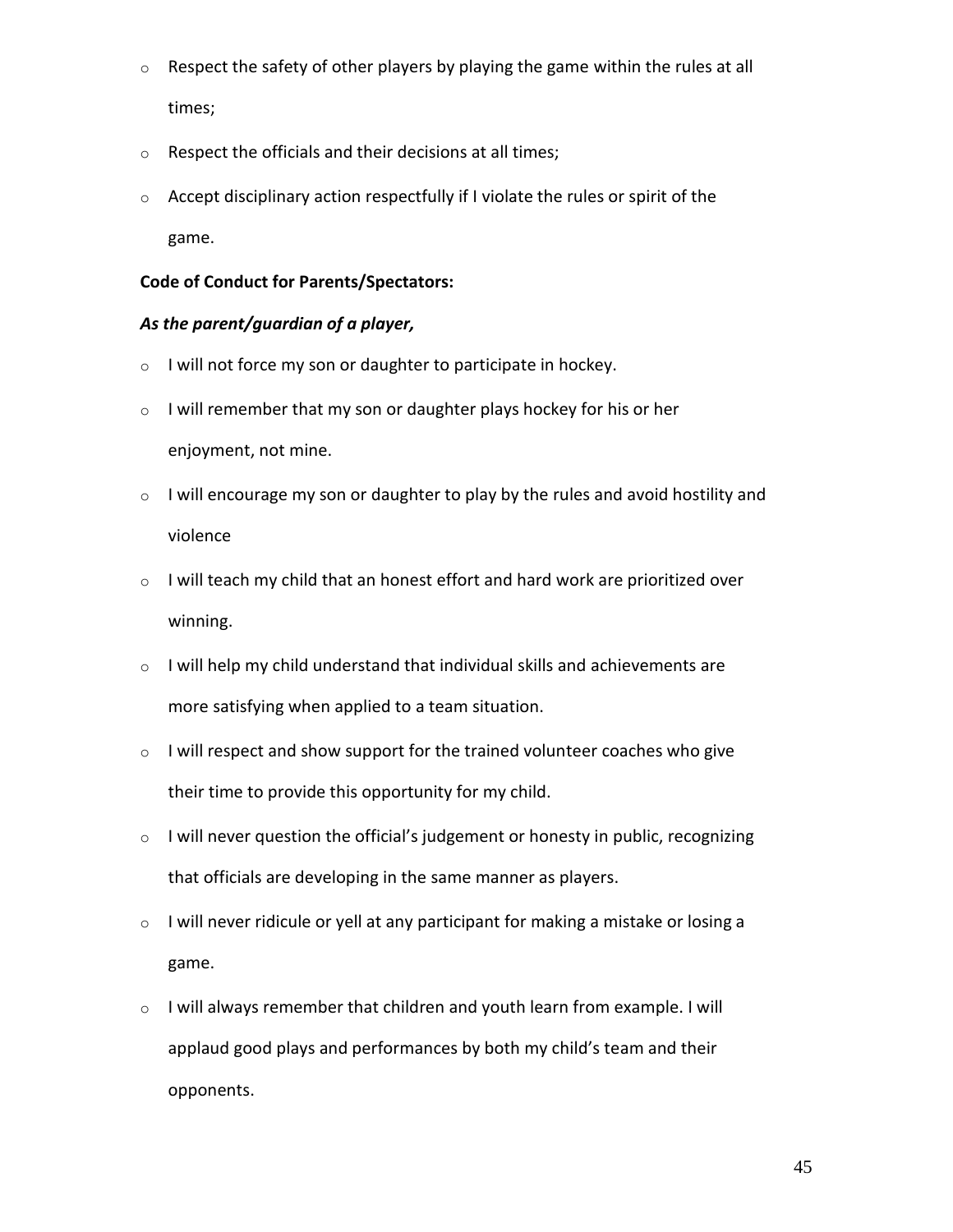- Respect the safety of other players by playing the game within the rules at all times;
- Respect the officials and their decisions at all times;
- Accept disciplinary action respectfully if I violate the rules or spirit of the game.

**Code of Conduct for Parents/Spectators:**

***As the parent/guardian of a player,***

- I will not force my son or daughter to participate in hockey.
- I will remember that my son or daughter plays hockey for his or her enjoyment, not mine.
- I will encourage my son or daughter to play by the rules and avoid hostility and violence
- I will teach my child that an honest effort and hard work are prioritized over winning.
- I will help my child understand that individual skills and achievements are more satisfying when applied to a team situation.
- I will respect and show support for the trained volunteer coaches who give their time to provide this opportunity for my child.
- I will never question the official's judgement or honesty in public, recognizing that officials are developing in the same manner as players.
- I will never ridicule or yell at any participant for making a mistake or losing a game.
- I will always remember that children and youth learn from example. I will applaud good plays and performances by both my child's team and their opponents.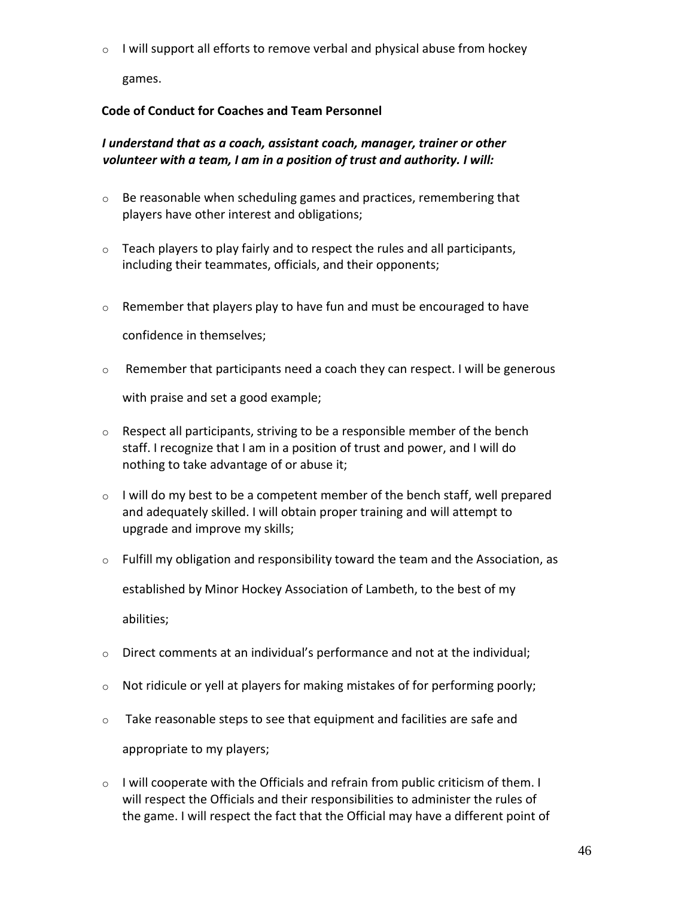- I will support all efforts to remove verbal and physical abuse from hockey games.

**Code of Conduct for Coaches and Team Personnel**

***I understand that as a coach, assistant coach, manager, trainer or other volunteer with a team, I am in a position of trust and authority. I will:***

- Be reasonable when scheduling games and practices, remembering that players have other interest and obligations;
- Teach players to play fairly and to respect the rules and all participants, including their teammates, officials, and their opponents;
- Remember that players play to have fun and must be encouraged to have confidence in themselves;
- Remember that participants need a coach they can respect. I will be generous with praise and set a good example;
- Respect all participants, striving to be a responsible member of the bench staff. I recognize that I am in a position of trust and power, and I will do nothing to take advantage of or abuse it;
- I will do my best to be a competent member of the bench staff, well prepared and adequately skilled. I will obtain proper training and will attempt to upgrade and improve my skills;
- Fulfill my obligation and responsibility toward the team and the Association, as established by Minor Hockey Association of Lambeth, to the best of my abilities;
- Direct comments at an individual's performance and not at the individual;
- Not ridicule or yell at players for making mistakes of for performing poorly;
- Take reasonable steps to see that equipment and facilities are safe and appropriate to my players;
- I will cooperate with the Officials and refrain from public criticism of them. I will respect the Officials and their responsibilities to administer the rules of the game. I will respect the fact that the Official may have a different point of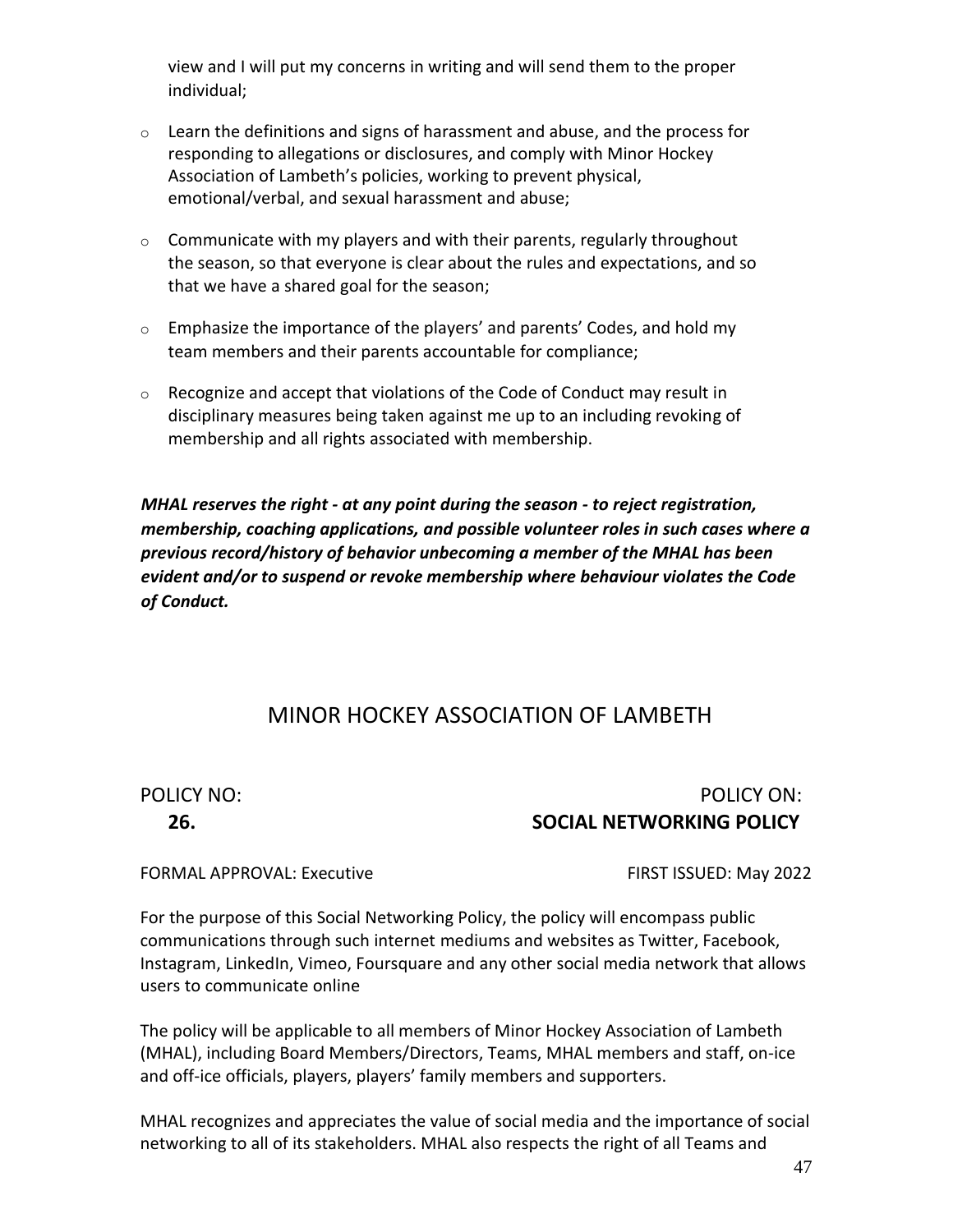view and I will put my concerns in writing and will send them to the proper individual;

- Learn the definitions and signs of harassment and abuse, and the process for responding to allegations or disclosures, and comply with Minor Hockey Association of Lambeth's policies, working to prevent physical, emotional/verbal, and sexual harassment and abuse;
- Communicate with my players and with their parents, regularly throughout the season, so that everyone is clear about the rules and expectations, and so that we have a shared goal for the season;
- Emphasize the importance of the players' and parents' Codes, and hold my team members and their parents accountable for compliance;
- Recognize and accept that violations of the Code of Conduct may result in disciplinary measures being taken against me up to an including revoking of membership and all rights associated with membership.

***MHAL reserves the right - at any point during the season - to reject registration, membership, coaching applications, and possible volunteer roles in such cases where a previous record/history of behavior unbecoming a member of the MHAL has been evident and/or to suspend or revoke membership where behaviour violates the Code of Conduct.***

## MINOR HOCKEY ASSOCIATION OF LAMBETH

POLICY NO: **26.**

POLICY ON: **SOCIAL NETWORKING POLICY**

FORMAL APPROVAL: Executive

FIRST ISSUED: May 2022

For the purpose of this Social Networking Policy, the policy will encompass public communications through such internet mediums and websites as Twitter, Facebook, Instagram, LinkedIn, Vimeo, Foursquare and any other social media network that allows users to communicate online

The policy will be applicable to all members of Minor Hockey Association of Lambeth (MHAL), including Board Members/Directors, Teams, MHAL members and staff, on-ice and off-ice officials, players, players' family members and supporters.

MHAL recognizes and appreciates the value of social media and the importance of social networking to all of its stakeholders. MHAL also respects the right of all Teams and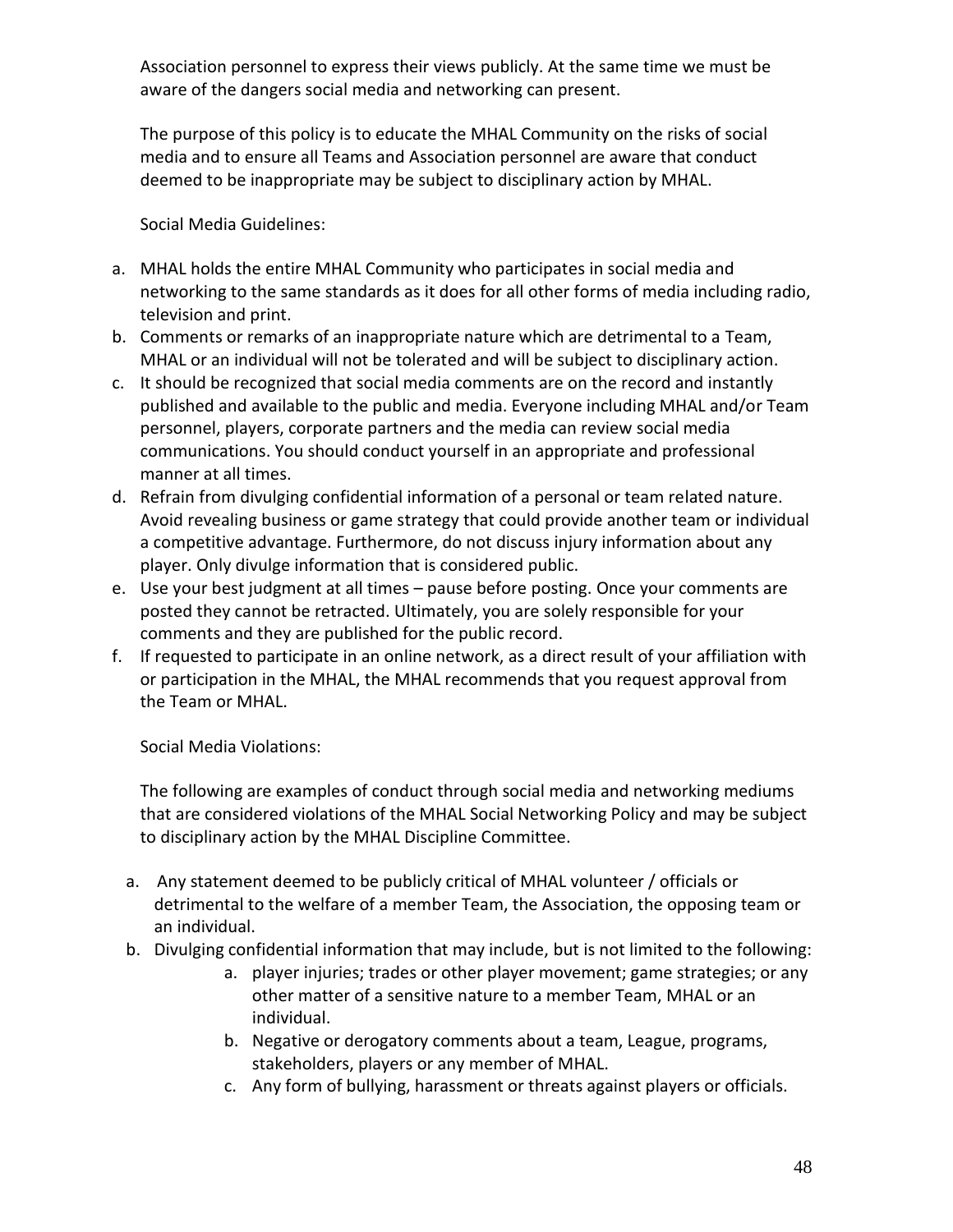Association personnel to express their views publicly. At the same time we must be aware of the dangers social media and networking can present.

The purpose of this policy is to educate the MHAL Community on the risks of social media and to ensure all Teams and Association personnel are aware that conduct deemed to be inappropriate may be subject to disciplinary action by MHAL.

Social Media Guidelines:

a. MHAL holds the entire MHAL Community who participates in social media and networking to the same standards as it does for all other forms of media including radio, television and print.
b. Comments or remarks of an inappropriate nature which are detrimental to a Team, MHAL or an individual will not be tolerated and will be subject to disciplinary action.
c. It should be recognized that social media comments are on the record and instantly published and available to the public and media. Everyone including MHAL and/or Team personnel, players, corporate partners and the media can review social media communications. You should conduct yourself in an appropriate and professional manner at all times.
d. Refrain from divulging confidential information of a personal or team related nature. Avoid revealing business or game strategy that could provide another team or individual a competitive advantage. Furthermore, do not discuss injury information about any player. Only divulge information that is considered public.
e. Use your best judgment at all times – pause before posting. Once your comments are posted they cannot be retracted. Ultimately, you are solely responsible for your comments and they are published for the public record.
f. If requested to participate in an online network, as a direct result of your affiliation with or participation in the MHAL, the MHAL recommends that you request approval from the Team or MHAL.

Social Media Violations:

The following are examples of conduct through social media and networking mediums that are considered violations of the MHAL Social Networking Policy and may be subject to disciplinary action by the MHAL Discipline Committee.

a. Any statement deemed to be publicly critical of MHAL volunteer / officials or detrimental to the welfare of a member Team, the Association, the opposing team or an individual.
b. Divulging confidential information that may include, but is not limited to the following:
    a. player injuries; trades or other player movement; game strategies; or any other matter of a sensitive nature to a member Team, MHAL or an individual.
    b. Negative or derogatory comments about a team, League, programs, stakeholders, players or any member of MHAL.
    c. Any form of bullying, harassment or threats against players or officials.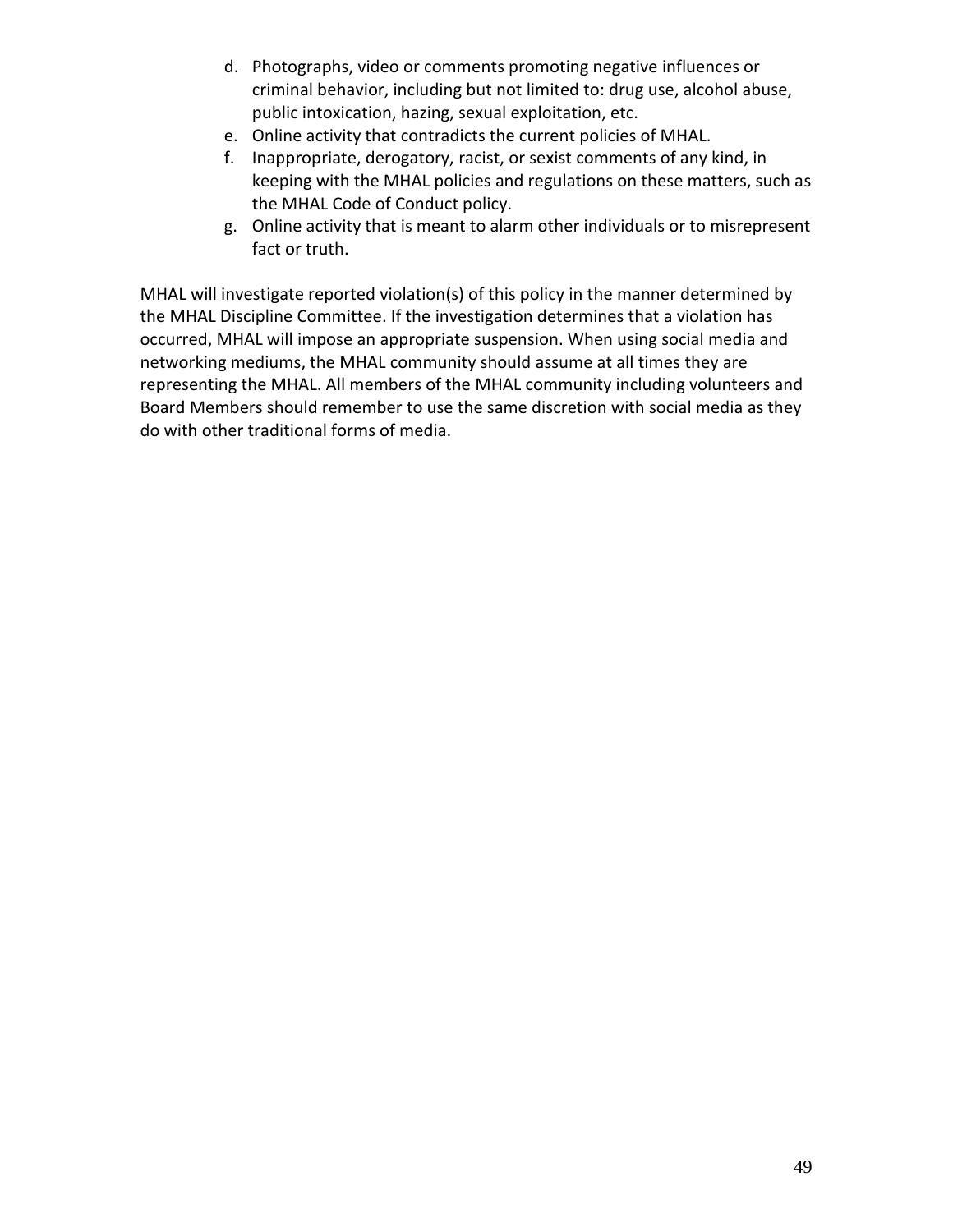d. Photographs, video or comments promoting negative influences or criminal behavior, including but not limited to: drug use, alcohol abuse, public intoxication, hazing, sexual exploitation, etc.
e. Online activity that contradicts the current policies of MHAL.
f. Inappropriate, derogatory, racist, or sexist comments of any kind, in keeping with the MHAL policies and regulations on these matters, such as the MHAL Code of Conduct policy.
g. Online activity that is meant to alarm other individuals or to misrepresent fact or truth.

MHAL will investigate reported violation(s) of this policy in the manner determined by the MHAL Discipline Committee. If the investigation determines that a violation has occurred, MHAL will impose an appropriate suspension. When using social media and networking mediums, the MHAL community should assume at all times they are representing the MHAL. All members of the MHAL community including volunteers and Board Members should remember to use the same discretion with social media as they do with other traditional forms of media.